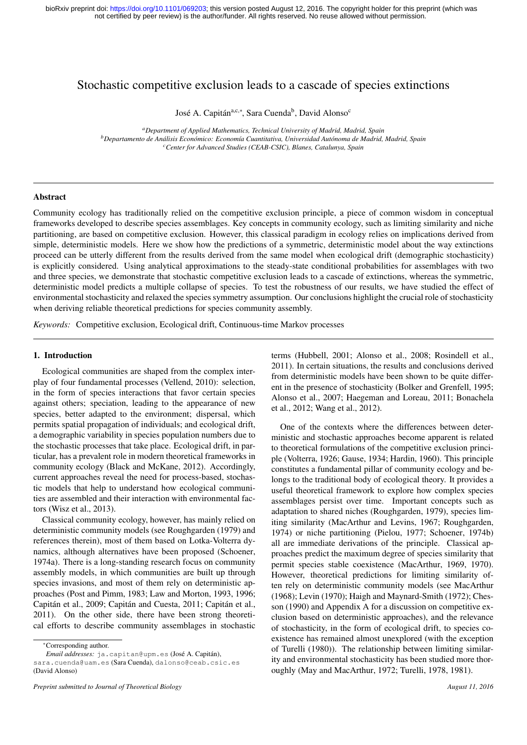# Stochastic competitive exclusion leads to a cascade of species extinctions

José A. Capitán[a,c,*], Sara Cuenda[b], David Alonso[c]

[a] *Department of Applied Mathematics, Technical University of Madrid, Madrid, Spain*
[b] *Departamento de Análisis Económico: Economía Cuantitativa, Universidad Autónoma de Madrid, Madrid, Spain*
[c] *Center for Advanced Studies (CEAB-CSIC), Blanes, Catalunya, Spain*

## Abstract

Community ecology has traditionally relied on the competitive exclusion principle, a piece of common wisdom in conceptual frameworks developed to describe species assemblages. Key concepts in community ecology, such as limiting similarity and niche partitioning, are based on competitive exclusion. However, this classical paradigm in ecology relies on implications derived from simple, deterministic models. Here we show how the predictions of a symmetric, deterministic model about the way extinctions proceed can be utterly different from the results derived from the same model when ecological drift (demographic stochasticity) is explicitly considered. Using analytical approximations to the steady-state conditional probabilities for assemblages with two and three species, we demonstrate that stochastic competitive exclusion leads to a cascade of extinctions, whereas the symmetric, deterministic model predicts a multiple collapse of species. To test the robustness of our results, we have studied the effect of environmental stochasticity and relaxed the species symmetry assumption. Our conclusions highlight the crucial role of stochasticity when deriving reliable theoretical predictions for species community assembly.

*Keywords:* Competitive exclusion, Ecological drift, Continuous-time Markov processes

## 1. Introduction

Ecological communities are shaped from the complex interplay of four fundamental processes (Vellend, 2010): selection, in the form of species interactions that favor certain species against others; speciation, leading to the appearance of new species, better adapted to the environment; dispersal, which permits spatial propagation of individuals; and ecological drift, a demographic variability in species population numbers due to the stochastic processes that take place. Ecological drift, in particular, has a prevalent role in modern theoretical frameworks in community ecology (Black and McKane, 2012). Accordingly, current approaches reveal the need for process-based, stochastic models that help to understand how ecological communities are assembled and their interaction with environmental factors (Wisz et al., 2013).

Classical community ecology, however, has mainly relied on deterministic community models (see Roughgarden (1979) and references therein), most of them based on Lotka-Volterra dynamics, although alternatives have been proposed (Schoener, 1974a). There is a long-standing research focus on community assembly models, in which communities are built up through species invasions, and most of them rely on deterministic approaches (Post and Pimm, 1983; Law and Morton, 1993, 1996; Capitán et al., 2009; Capitán and Cuesta, 2011; Capitán et al., 2011). On the other side, there have been strong theoretical efforts to describe community assemblages in stochastic terms (Hubbell, 2001; Alonso et al., 2008; Rosindell et al., 2011). In certain situations, the results and conclusions derived from deterministic models have been shown to be quite different in the presence of stochasticity (Bolker and Grenfell, 1995; Alonso et al., 2007; Haegeman and Loreau, 2011; Bonachela et al., 2012; Wang et al., 2012).

One of the contexts where the differences between deterministic and stochastic approaches become apparent is related to theoretical formulations of the competitive exclusion principle (Volterra, 1926; Gause, 1934; Hardin, 1960). This principle constitutes a fundamental pillar of community ecology and belongs to the traditional body of ecological theory. It provides a useful theoretical framework to explore how complex species assemblages persist over time. Important concepts such as adaptation to shared niches (Roughgarden, 1979), species limiting similarity (MacArthur and Levins, 1967; Roughgarden, 1974) or niche partitioning (Pielou, 1977; Schoener, 1974b) all are immediate derivations of the principle. Classical approaches predict the maximum degree of species similarity that permit species stable coexistence (MacArthur, 1969, 1970). However, theoretical predictions for limiting similarity often rely on deterministic community models (see MacArthur (1968); Levin (1970); Haigh and Maynard-Smith (1972); Chesson (1990) and Appendix A for a discussion on competitive exclusion based on deterministic approaches), and the relevance of stochasticity, in the form of ecological drift, to species coexistence has remained almost unexplored (with the exception of Turelli (1980)). The relationship between limiting similarity and environmental stochasticity has been studied more thoroughly (May and MacArthur, 1972; Turelli, 1978, 1981).

*Corresponding author.
*Email addresses:* ja.capitan@upm.es (José A. Capitán), sara.cuenda@uam.es (Sara Cuenda), dalonso@ceab.csic.es (David Alonso)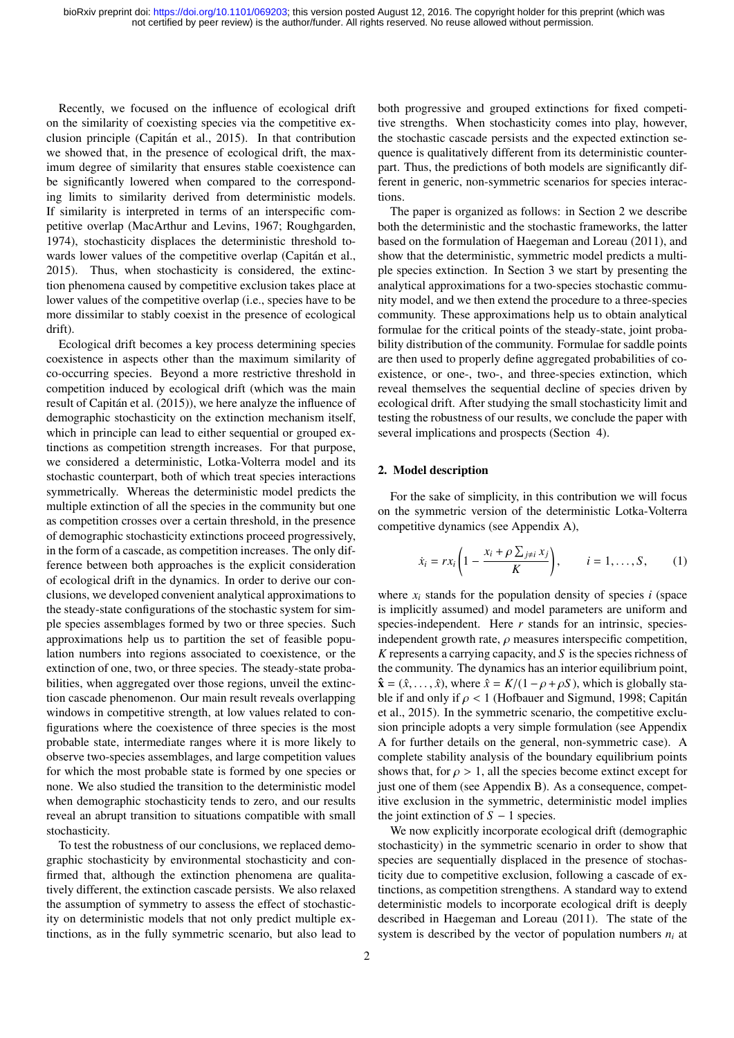Recently, we focused on the influence of ecological drift on the similarity of coexisting species via the competitive exclusion principle (Capitán et al., 2015). In that contribution we showed that, in the presence of ecological drift, the maximum degree of similarity that ensures stable coexistence can be significantly lowered when compared to the corresponding limits to similarity derived from deterministic models. If similarity is interpreted in terms of an interspecific competitive overlap (MacArthur and Levins, 1967; Roughgarden, 1974), stochasticity displaces the deterministic threshold towards lower values of the competitive overlap (Capitán et al., 2015). Thus, when stochasticity is considered, the extinction phenomena caused by competitive exclusion takes place at lower values of the competitive overlap (i.e., species have to be more dissimilar to stably coexist in the presence of ecological drift).

Ecological drift becomes a key process determining species coexistence in aspects other than the maximum similarity of co-occurring species. Beyond a more restrictive threshold in competition induced by ecological drift (which was the main result of Capitán et al. (2015)), we here analyze the influence of demographic stochasticity on the extinction mechanism itself, which in principle can lead to either sequential or grouped extinctions as competition strength increases. For that purpose, we considered a deterministic, Lotka-Volterra model and its stochastic counterpart, both of which treat species interactions symmetrically. Whereas the deterministic model predicts the multiple extinction of all the species in the community but one as competition crosses over a certain threshold, in the presence of demographic stochasticity extinctions proceed progressively, in the form of a cascade, as competition increases. The only difference between both approaches is the explicit consideration of ecological drift in the dynamics. In order to derive our conclusions, we developed convenient analytical approximations to the steady-state configurations of the stochastic system for simple species assemblages formed by two or three species. Such approximations help us to partition the set of feasible population numbers into regions associated to coexistence, or the extinction of one, two, or three species. The steady-state probabilities, when aggregated over those regions, unveil the extinction cascade phenomenon. Our main result reveals overlapping windows in competitive strength, at low values related to configurations where the coexistence of three species is the most probable state, intermediate ranges where it is more likely to observe two-species assemblages, and large competition values for which the most probable state is formed by one species or none. We also studied the transition to the deterministic model when demographic stochasticity tends to zero, and our results reveal an abrupt transition to situations compatible with small stochasticity.

To test the robustness of our conclusions, we replaced demographic stochasticity by environmental stochasticity and confirmed that, although the extinction phenomena are qualitatively different, the extinction cascade persists. We also relaxed the assumption of symmetry to assess the effect of stochasticity on deterministic models that not only predict multiple extinctions, as in the fully symmetric scenario, but also lead to both progressive and grouped extinctions for fixed competitive strengths. When stochasticity comes into play, however, the stochastic cascade persists and the expected extinction sequence is qualitatively different from its deterministic counterpart. Thus, the predictions of both models are significantly different in generic, non-symmetric scenarios for species interactions.

The paper is organized as follows: in Section 2 we describe both the deterministic and the stochastic frameworks, the latter based on the formulation of Haegeman and Loreau (2011), and show that the deterministic, symmetric model predicts a multiple species extinction. In Section 3 we start by presenting the analytical approximations for a two-species stochastic community model, and we then extend the procedure to a three-species community. These approximations help us to obtain analytical formulae for the critical points of the steady-state, joint probability distribution of the community. Formulae for saddle points are then used to properly define aggregated probabilities of coexistence, or one-, two-, and three-species extinction, which reveal themselves the sequential decline of species driven by ecological drift. After studying the small stochasticity limit and testing the robustness of our results, we conclude the paper with several implications and prospects (Section 4).

## 2. Model description

For the sake of simplicity, in this contribution we will focus on the symmetric version of the deterministic Lotka-Volterra competitive dynamics (see Appendix A),

$$\dot{x}_i = rx_i\left(1 - \frac{x_i + \rho\sum_{j\neq i} x_j}{K}\right), \qquad i = 1,\ldots,S, \tag{1}$$

where $x_i$ stands for the population density of species $i$ (space is implicitly assumed) and model parameters are uniform and species-independent. Here $r$ stands for an intrinsic, species-independent growth rate, $\rho$ measures interspecific competition, $K$ represents a carrying capacity, and $S$ is the species richness of the community. The dynamics has an interior equilibrium point, $\hat{\mathbf{x}} = (\hat{x},\ldots,\hat{x})$, where $\hat{x} = K/(1-\rho+\rho S)$, which is globally stable if and only if $\rho < 1$ (Hofbauer and Sigmund, 1998; Capitán et al., 2015). In the symmetric scenario, the competitive exclusion principle adopts a very simple formulation (see Appendix A for further details on the general, non-symmetric case). A complete stability analysis of the boundary equilibrium points shows that, for $\rho > 1$, all the species become extinct except for just one of them (see Appendix B). As a consequence, competitive exclusion in the symmetric, deterministic model implies the joint extinction of $S - 1$ species.

We now explicitly incorporate ecological drift (demographic stochasticity) in the symmetric scenario in order to show that species are sequentially displaced in the presence of stochasticity due to competitive exclusion, following a cascade of extinctions, as competition strengthens. A standard way to extend deterministic models to incorporate ecological drift is deeply described in Haegeman and Loreau (2011). The state of the system is described by the vector of population numbers $n_i$ at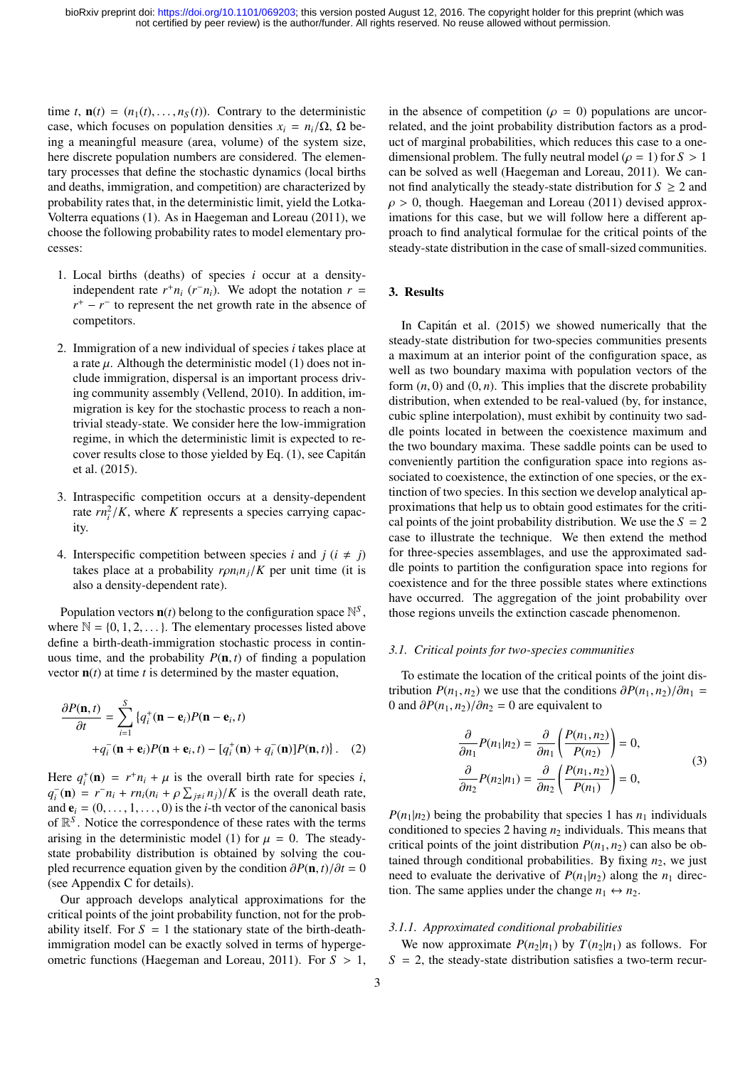time $t$, $\mathbf{n}(t) = (n_1(t), \dots, n_S(t))$. Contrary to the deterministic case, which focuses on population densities $x_i = n_i/\Omega$, $\Omega$ being a meaningful measure (area, volume) of the system size, here discrete population numbers are considered. The elementary processes that define the stochastic dynamics (local births and deaths, immigration, and competition) are characterized by probability rates that, in the deterministic limit, yield the Lotka-Volterra equations (1). As in Haegeman and Loreau (2011), we choose the following probability rates to model elementary processes:

1. Local births (deaths) of species $i$ occur at a density-independent rate $r^+ n_i$ ($r^- n_i$). We adopt the notation $r = r^+ - r^-$ to represent the net growth rate in the absence of competitors.

2. Immigration of a new individual of species $i$ takes place at a rate $\mu$. Although the deterministic model (1) does not include immigration, dispersal is an important process driving community assembly (Vellend, 2010). In addition, immigration is key for the stochastic process to reach a non-trivial steady-state. We consider here the low-immigration regime, in which the deterministic limit is expected to recover results close to those yielded by Eq. (1), see Capitán et al. (2015).

3. Intraspecific competition occurs at a density-dependent rate $rn_i^2/K$, where $K$ represents a species carrying capacity.

4. Interspecific competition between species $i$ and $j$ ($i \neq j$) takes place at a probability $r\rho n_i n_j/K$ per unit time (it is also a density-dependent rate).

Population vectors $\mathbf{n}(t)$ belong to the configuration space $\mathbb{N}^S$, where $\mathbb{N} = \{0, 1, 2, \dots\}$. The elementary processes listed above define a birth-death-immigration stochastic process in continuous time, and the probability $P(\mathbf{n}, t)$ of finding a population vector $\mathbf{n}(t)$ at time $t$ is determined by the master equation,

$$
\begin{aligned}
\frac{\partial P(\mathbf{n}, t)}{\partial t} = \sum_{i=1}^{S} \{ & q_i^+(\mathbf{n} - \mathbf{e}_i) P(\mathbf{n} - \mathbf{e}_i, t) \\
& + q_i^-(\mathbf{n} + \mathbf{e}_i) P(\mathbf{n} + \mathbf{e}_i, t) - [q_i^+(\mathbf{n}) + q_i^-(\mathbf{n})] P(\mathbf{n}, t) \} . \quad (2)
\end{aligned}
$$

Here $q_i^+(\mathbf{n}) = r^+ n_i + \mu$ is the overall birth rate for species $i$, $q_i^-(\mathbf{n}) = r^- n_i + r n_i (n_i + \rho \sum_{j \neq i} n_j)/K$ is the overall death rate, and $\mathbf{e}_i = (0, \dots, 1, \dots, 0)$ is the $i$-th vector of the canonical basis of $\mathbb{R}^S$. Notice the correspondence of these rates with the terms arising in the deterministic model (1) for $\mu = 0$. The steady-state probability distribution is obtained by solving the coupled recurrence equation given by the condition $\partial P(\mathbf{n}, t)/\partial t = 0$ (see Appendix C for details).

Our approach develops analytical approximations for the critical points of the joint probability function, not for the probability itself. For $S = 1$ the stationary state of the birth-death-immigration model can be exactly solved in terms of hypergeometric functions (Haegeman and Loreau, 2011). For $S > 1$, in the absence of competition ($\rho = 0$) populations are uncorrelated, and the joint probability distribution factors as a product of marginal probabilities, which reduces this case to a one-dimensional problem. The fully neutral model ($\rho = 1$) for $S > 1$ can be solved as well (Haegeman and Loreau, 2011). We cannot find analytically the steady-state distribution for $S \geq 2$ and $\rho > 0$, though. Haegeman and Loreau (2011) devised approximations for this case, but we will follow here a different approach to find analytical formulae for the critical points of the steady-state distribution in the case of small-sized communities.

## 3. Results

In Capitán et al. (2015) we showed numerically that the steady-state distribution for two-species communities presents a maximum at an interior point of the configuration space, as well as two boundary maxima with population vectors of the form $(n, 0)$ and $(0, n)$. This implies that the discrete probability distribution, when extended to be real-valued (by, for instance, cubic spline interpolation), must exhibit by continuity two saddle points located in between the coexistence maximum and the two boundary maxima. These saddle points can be used to conveniently partition the configuration space into regions associated to coexistence, the extinction of one species, or the extinction of two species. In this section we develop analytical approximations that help us to obtain good estimates for the critical points of the joint probability distribution. We use the $S = 2$ case to illustrate the technique. We then extend the method for three-species assemblages, and use the approximated saddle points to partition the configuration space into regions for coexistence and for the three possible states where extinctions have occurred. The aggregation of the joint probability over those regions unveils the extinction cascade phenomenon.

### 3.1. Critical points for two-species communities

To estimate the location of the critical points of the joint distribution $P(n_1, n_2)$ we use that the conditions $\partial P(n_1, n_2)/\partial n_1 = 0$ and $\partial P(n_1, n_2)/\partial n_2 = 0$ are equivalent to

$$
\begin{aligned}
\frac{\partial}{\partial n_1} P(n_1|n_2) &= \frac{\partial}{\partial n_1} \left( \frac{P(n_1, n_2)}{P(n_2)} \right) = 0, \\
\frac{\partial}{\partial n_2} P(n_2|n_1) &= \frac{\partial}{\partial n_2} \left( \frac{P(n_1, n_2)}{P(n_1)} \right) = 0,
\end{aligned} \quad (3)
$$

$P(n_1|n_2)$ being the probability that species 1 has $n_1$ individuals conditioned to species 2 having $n_2$ individuals. This means that critical points of the joint distribution $P(n_1, n_2)$ can also be obtained through conditional probabilities. By fixing $n_2$, we just need to evaluate the derivative of $P(n_1|n_2)$ along the $n_1$ direction. The same applies under the change $n_1 \leftrightarrow n_2$.

#### 3.1.1. Approximated conditional probabilities

We now approximate $P(n_2|n_1)$ by $T(n_2|n_1)$ as follows. For $S = 2$, the steady-state distribution satisfies a two-term recur-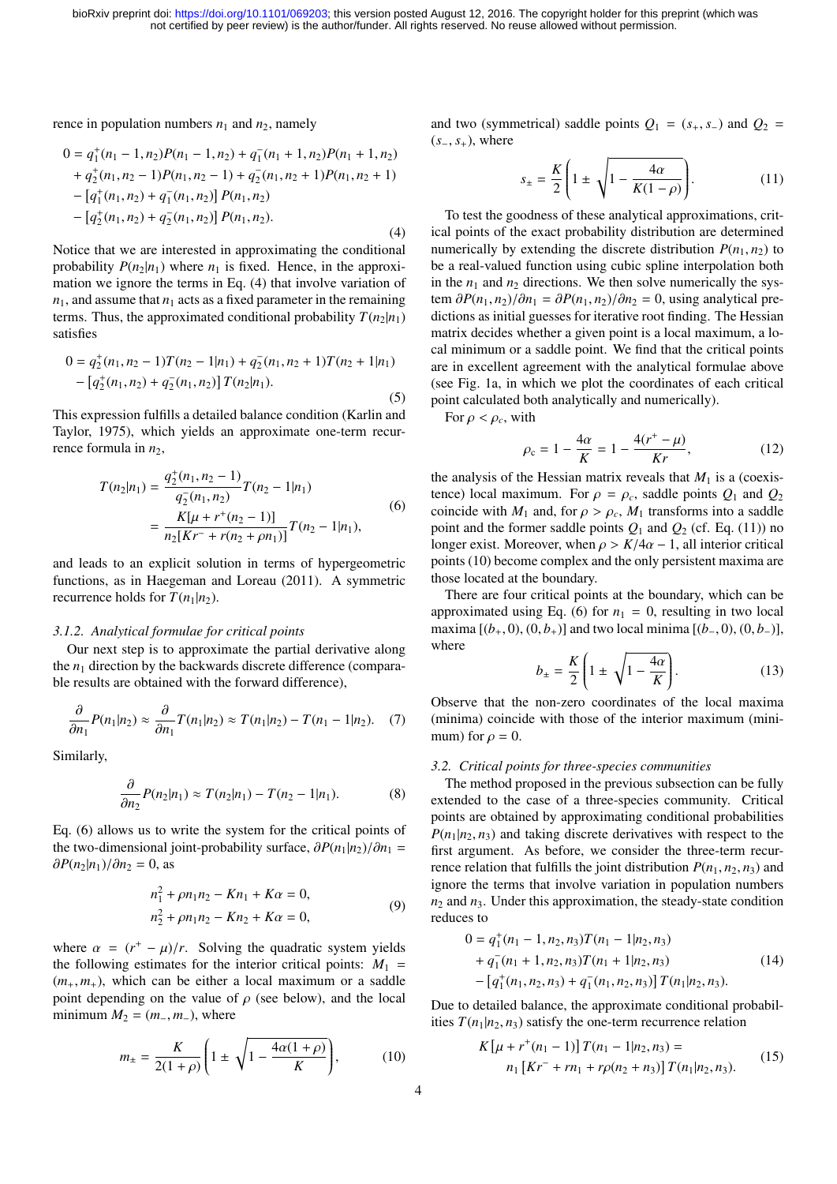rence in population numbers $n_1$ and $n_2$, namely

$$
\begin{aligned}
0 &= q_1^+(n_1-1,n_2)P(n_1-1,n_2) + q_1^-(n_1+1,n_2)P(n_1+1,n_2) \\
&+ q_2^+(n_1,n_2-1)P(n_1,n_2-1) + q_2^-(n_1,n_2+1)P(n_1,n_2+1) \\
&- \left[q_1^+(n_1,n_2) + q_1^-(n_1,n_2)\right] P(n_1,n_2) \\
&- \left[q_2^+(n_1,n_2) + q_2^-(n_1,n_2)\right] P(n_1,n_2).
\end{aligned}
\tag{4}
$$

Notice that we are interested in approximating the conditional probability $P(n_2|n_1)$ where $n_1$ is fixed. Hence, in the approximation we ignore the terms in Eq. (4) that involve variation of $n_1$, and assume that $n_1$ acts as a fixed parameter in the remaining terms. Thus, the approximated conditional probability $T(n_2|n_1)$ satisfies

$$
\begin{aligned}
0 &= q_2^+(n_1,n_2-1)T(n_2-1|n_1) + q_2^-(n_1,n_2+1)T(n_2+1|n_1) \\
&- \left[q_2^+(n_1,n_2) + q_2^-(n_1,n_2)\right] T(n_2|n_1).
\end{aligned}
\tag{5}
$$

This expression fulfills a detailed balance condition (Karlin and Taylor, 1975), which yields an approximate one-term recurrence formula in $n_2$,

$$
\begin{aligned}
T(n_2|n_1) &= \frac{q_2^+(n_1,n_2-1)}{q_2^-(n_1,n_2)} T(n_2-1|n_1) \\
&= \frac{K[\mu + r^+(n_2-1)]}{n_2[Kr^- + r(n_2+\rho n_1)]} T(n_2-1|n_1),
\end{aligned}
\tag{6}
$$

and leads to an explicit solution in terms of hypergeometric functions, as in Haegeman and Loreau (2011). A symmetric recurrence holds for $T(n_1|n_2)$.

### 3.1.2. Analytical formulae for critical points

Our next step is to approximate the partial derivative along the $n_1$ direction by the backwards discrete difference (comparable results are obtained with the forward difference),

$$
\frac{\partial}{\partial n_1} P(n_1|n_2) \approx \frac{\partial}{\partial n_1} T(n_1|n_2) \approx T(n_1|n_2) - T(n_1-1|n_2). \tag{7}
$$

Similarly,

$$
\frac{\partial}{\partial n_2} P(n_2|n_1) \approx T(n_2|n_1) - T(n_2-1|n_1). \tag{8}
$$

Eq. (6) allows us to write the system for the critical points of the two-dimensional joint-probability surface, $\partial P(n_1|n_2)/\partial n_1 = \partial P(n_2|n_1)/\partial n_2 = 0$, as

$$
\begin{aligned}
n_1^2 + \rho n_1 n_2 - K n_1 + K\alpha &= 0, \\
n_2^2 + \rho n_1 n_2 - K n_2 + K\alpha &= 0,
\end{aligned}
\tag{9}
$$

where $\alpha = (r^+ - \mu)/r$. Solving the quadratic system yields the following estimates for the interior critical points: $M_1 = (m_+, m_+)$, which can be either a local maximum or a saddle point depending on the value of $\rho$ (see below), and the local minimum $M_2 = (m_-, m_-)$, where

$$
m_\pm = \frac{K}{2(1+\rho)} \left( 1 \pm \sqrt{1 - \frac{4\alpha(1+\rho)}{K}} \right), \tag{10}
$$

and two (symmetrical) saddle points $Q_1 = (s_+, s_-)$ and $Q_2 = (s_-, s_+)$, where

$$
s_\pm = \frac{K}{2} \left( 1 \pm \sqrt{1 - \frac{4\alpha}{K(1-\rho)}} \right). \tag{11}
$$

To test the goodness of these analytical approximations, critical points of the exact probability distribution are determined numerically by extending the discrete distribution $P(n_1, n_2)$ to be a real-valued function using cubic spline interpolation both in the $n_1$ and $n_2$ directions. We then solve numerically the system $\partial P(n_1,n_2)/\partial n_1 = \partial P(n_1,n_2)/\partial n_2 = 0$, using analytical predictions as initial guesses for iterative root finding. The Hessian matrix decides whether a given point is a local maximum, a local minimum or a saddle point. We find that the critical points are in excellent agreement with the analytical formulae above (see Fig. 1a, in which we plot the coordinates of each critical point calculated both analytically and numerically).

For $\rho < \rho_c$, with

$$
\rho_c = 1 - \frac{4\alpha}{K} = 1 - \frac{4(r^+ - \mu)}{Kr}, \tag{12}
$$

the analysis of the Hessian matrix reveals that $M_1$ is a (coexistence) local maximum. For $\rho = \rho_c$, saddle points $Q_1$ and $Q_2$ coincide with $M_1$ and, for $\rho > \rho_c$, $M_1$ transforms into a saddle point and the former saddle points $Q_1$ and $Q_2$ (cf. Eq. (11)) no longer exist. Moreover, when $\rho > K/4\alpha - 1$, all interior critical points (10) become complex and the only persistent maxima are those located at the boundary.

There are four critical points at the boundary, which can be approximated using Eq. (6) for $n_1 = 0$, resulting in two local maxima $[(b_+, 0), (0, b_+)]$ and two local minima $[(b_-, 0), (0, b_-)]$, where

$$
b_\pm = \frac{K}{2} \left( 1 \pm \sqrt{1 - \frac{4\alpha}{K}} \right). \tag{13}
$$

Observe that the non-zero coordinates of the local maxima (minima) coincide with those of the interior maximum (minimum) for $\rho = 0$.

## 3.2. Critical points for three-species communities

The method proposed in the previous subsection can be fully extended to the case of a three-species community. Critical points are obtained by approximating conditional probabilities $P(n_1|n_2, n_3)$ and taking discrete derivatives with respect to the first argument. As before, we consider the three-term recurrence relation that fulfills the joint distribution $P(n_1, n_2, n_3)$ and ignore the terms that involve variation in population numbers $n_2$ and $n_3$. Under this approximation, the steady-state condition reduces to

$$
\begin{aligned}
0 &= q_1^+(n_1-1,n_2,n_3)T(n_1-1|n_2,n_3) \\
&+ q_1^-(n_1+1,n_2,n_3)T(n_1+1|n_2,n_3) \\
&- \left[q_1^+(n_1,n_2,n_3) + q_1^-(n_1,n_2,n_3)\right] T(n_1|n_2,n_3).
\end{aligned}
\tag{14}
$$

Due to detailed balance, the approximate conditional probabilities $T(n_1|n_2, n_3)$ satisfy the one-term recurrence relation

$$
\begin{aligned}
K\left[\mu + r^+(n_1-1)\right] T(n_1-1|n_2,n_3) &= \\
n_1\left[Kr^- + rn_1 + r\rho(n_2+n_3)\right] T(n_1|n_2,n_3)&.
\end{aligned}
\tag{15}
$$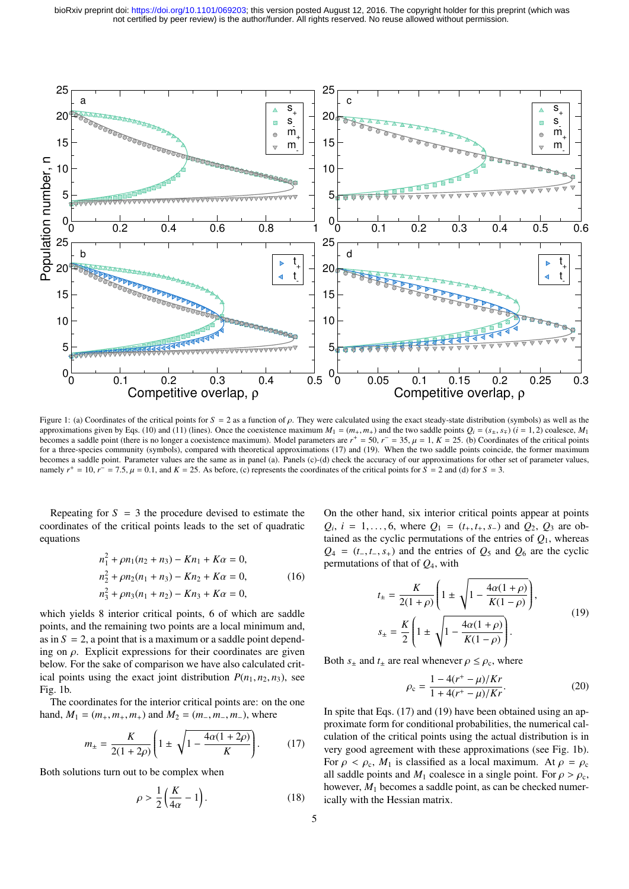Figure 1: (a) Coordinates of the critical points for $S = 2$ as a function of $\rho$. They were calculated using the exact steady-state distribution (symbols) as well as the approximations given by Eqs. (10) and (11) (lines). Once the coexistence maximum $M_1 = (m_+, m_+)$ and the two saddle points $Q_i = (s_\pm, s_\mp)$ $(i = 1, 2)$ coalesce, $M_1$ becomes a saddle point (there is no longer a coexistence maximum). Model parameters are $r^+ = 50$, $r^- = 35$, $\mu = 1$, $K = 25$. (b) Coordinates of the critical points for a three-species community (symbols), compared with theoretical approximations (17) and (19). When the two saddle points coincide, the former maximum becomes a saddle point. Parameter values are the same as in panel (a). Panels (c)-(d) check the accuracy of our approximations for other set of parameter values, namely $r^+ = 10$, $r^- = 7.5$, $\mu = 0.1$, and $K = 25$. As before, (c) represents the coordinates of the critical points for $S = 2$ and (d) for $S = 3$.

Repeating for $S = 3$ the procedure devised to estimate the coordinates of the critical points leads to the set of quadratic equations

$$
\begin{aligned}
n_1^2 + \rho n_1(n_2 + n_3) - Kn_1 + K\alpha &= 0, \\
n_2^2 + \rho n_2(n_1 + n_3) - Kn_2 + K\alpha &= 0, \\
n_3^2 + \rho n_3(n_1 + n_2) - Kn_3 + K\alpha &= 0,
\end{aligned}
\tag{16}
$$

which yields 8 interior critical points, 6 of which are saddle points, and the remaining two points are a local minimum and, as in $S = 2$, a point that is a maximum or a saddle point depending on $\rho$. Explicit expressions for their coordinates are given below. For the sake of comparison we have also calculated critical points using the exact joint distribution $P(n_1, n_2, n_3)$, see Fig. 1b.

The coordinates for the interior critical points are: on the one hand, $M_1 = (m_+, m_+, m_+)$ and $M_2 = (m_-, m_-, m_-)$, where

$$
m_\pm = \frac{K}{2(1 + 2\rho)} \left( 1 \pm \sqrt{1 - \frac{4\alpha(1 + 2\rho)}{K}} \right). \tag{17}
$$

Both solutions turn out to be complex when

$$
\rho > \frac{1}{2} \left( \frac{K}{4\alpha} - 1 \right). \tag{18}
$$

On the other hand, six interior critical points appear at points $Q_i$, $i = 1, \ldots, 6$, where $Q_1 = (t_+, t_+, s_-)$ and $Q_2$, $Q_3$ are obtained as the cyclic permutations of the entries of $Q_1$, whereas $Q_4 = (t_-, t_-, s_+)$ and the entries of $Q_5$ and $Q_6$ are the cyclic permutations of that of $Q_4$, with

$$
\begin{aligned}
t_\pm &= \frac{K}{2(1 + \rho)} \left( 1 \pm \sqrt{1 - \frac{4\alpha(1 + \rho)}{K(1 - \rho)}} \right), \\
s_\pm &= \frac{K}{2} \left( 1 \pm \sqrt{1 - \frac{4\alpha(1 + \rho)}{K(1 - \rho)}} \right).
\end{aligned}
\tag{19}
$$

Both $s_\pm$ and $t_\pm$ are real whenever $\rho \leq \rho_c$, where

$$
\rho_c = \frac{1 - 4(r^+ - \mu)/Kr}{1 + 4(r^+ - \mu)/Kr}. \tag{20}
$$

In spite that Eqs. (17) and (19) have been obtained using an approximate form for conditional probabilities, the numerical calculation of the critical points using the actual distribution is in very good agreement with these approximations (see Fig. 1b). For $\rho < \rho_c$, $M_1$ is classified as a local maximum. At $\rho = \rho_c$ all saddle points and $M_1$ coalesce in a single point. For $\rho > \rho_c$, however, $M_1$ becomes a saddle point, as can be checked numerically with the Hessian matrix.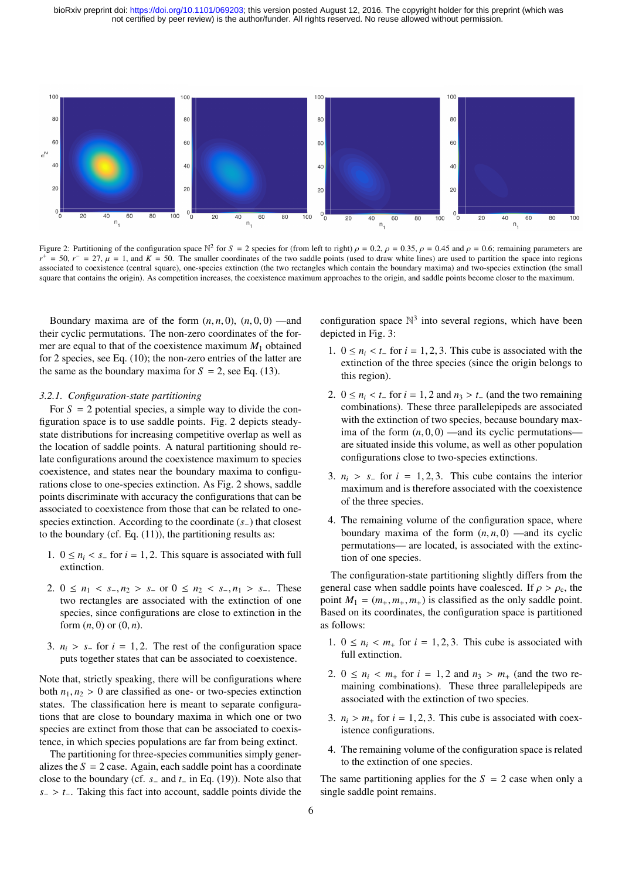Figure 2: Partitioning of the configuration space $\mathbb{N}^2$ for $S = 2$ species for (from left to right) $\rho = 0.2$, $\rho = 0.35$, $\rho = 0.45$ and $\rho = 0.6$; remaining parameters are $r^+ = 50$, $r^- = 27$, $\mu = 1$, and $K = 50$. The smaller coordinates of the two saddle points (used to draw white lines) are used to partition the space into regions associated to coexistence (central square), one-species extinction (the two rectangles which contain the boundary maxima) and two-species extinction (the small square that contains the origin). As competition increases, the coexistence maximum approaches to the origin, and saddle points become closer to the maximum.

Boundary maxima are of the form $(n, n, 0)$, $(n, 0, 0)$ —and their cyclic permutations. The non-zero coordinates of the former are equal to that of the coexistence maximum $M_1$ obtained for 2 species, see Eq. (10); the non-zero entries of the latter are the same as the boundary maxima for $S = 2$, see Eq. (13).

### 3.2.1. *Configuration-state partitioning*

For $S = 2$ potential species, a simple way to divide the configuration space is to use saddle points. Fig. 2 depicts steady-state distributions for increasing competitive overlap as well as the location of saddle points. A natural partitioning should relate configurations around the coexistence maximum to species coexistence, and states near the boundary maxima to configurations close to one-species extinction. As Fig. 2 shows, saddle points discriminate with accuracy the configurations that can be associated to coexistence from those that can be related to one-species extinction. According to the coordinate ($s_-$) that closest to the boundary (cf. Eq. (11)), the partitioning results as:

1. $0 \le n_i < s_-$ for $i = 1, 2$. This square is associated with full extinction.

2. $0 \le n_1 < s_-, n_2 > s_-$ or $0 \le n_2 < s_-, n_1 > s_-$. These two rectangles are associated with the extinction of one species, since configurations are close to extinction in the form $(n, 0)$ or $(0, n)$.

3. $n_i > s_-$ for $i = 1, 2$. The rest of the configuration space puts together states that can be associated to coexistence.

Note that, strictly speaking, there will be configurations where both $n_1, n_2 > 0$ are classified as one- or two-species extinction states. The classification here is meant to separate configurations that are close to boundary maxima in which one or two species are extinct from those that can be associated to coexistence, in which species populations are far from being extinct.

The partitioning for three-species communities simply generalizes the $S = 2$ case. Again, each saddle point has a coordinate close to the boundary (cf. $s_-$ and $t_-$ in Eq. (19)). Note also that $s_- > t_-$. Taking this fact into account, saddle points divide the configuration space $\mathbb{N}^3$ into several regions, which have been depicted in Fig. 3:

1. $0 \le n_i < t_-$ for $i = 1, 2, 3$. This cube is associated with the extinction of the three species (since the origin belongs to this region).

2. $0 \le n_i < t_-$ for $i = 1, 2$ and $n_3 > t_-$ (and the two remaining combinations). These three parallelepipeds are associated with the extinction of two species, because boundary maxima of the form $(n, 0, 0)$ —and its cyclic permutations— are situated inside this volume, as well as other population configurations close to two-species extinctions.

3. $n_i > s_-$ for $i = 1, 2, 3$. This cube contains the interior maximum and is therefore associated with the coexistence of the three species.

4. The remaining volume of the configuration space, where boundary maxima of the form $(n, n, 0)$ —and its cyclic permutations, are located, is associated with the extinction of one species.

The configuration-state partitioning slightly differs from the general case when saddle points have coalesced. If $\rho > \rho_c$, the point $M_1 = (m_+, m_+, m_+)$ is classified as the only saddle point. Based on its coordinates, the configuration space is partitioned as follows:

1. $0 \le n_i < m_+$ for $i = 1, 2, 3$. This cube is associated with full extinction.

2. $0 \le n_i < m_+$ for $i = 1, 2$ and $n_3 > m_+$ (and the two remaining combinations). These three parallelepipeds are associated with the extinction of two species.

3. $n_i > m_+$ for $i = 1, 2, 3$. This cube is associated with coexistence configurations.

4. The remaining volume of the configuration space is related to the extinction of one species.

The same partitioning applies for the $S = 2$ case when only a single saddle point remains.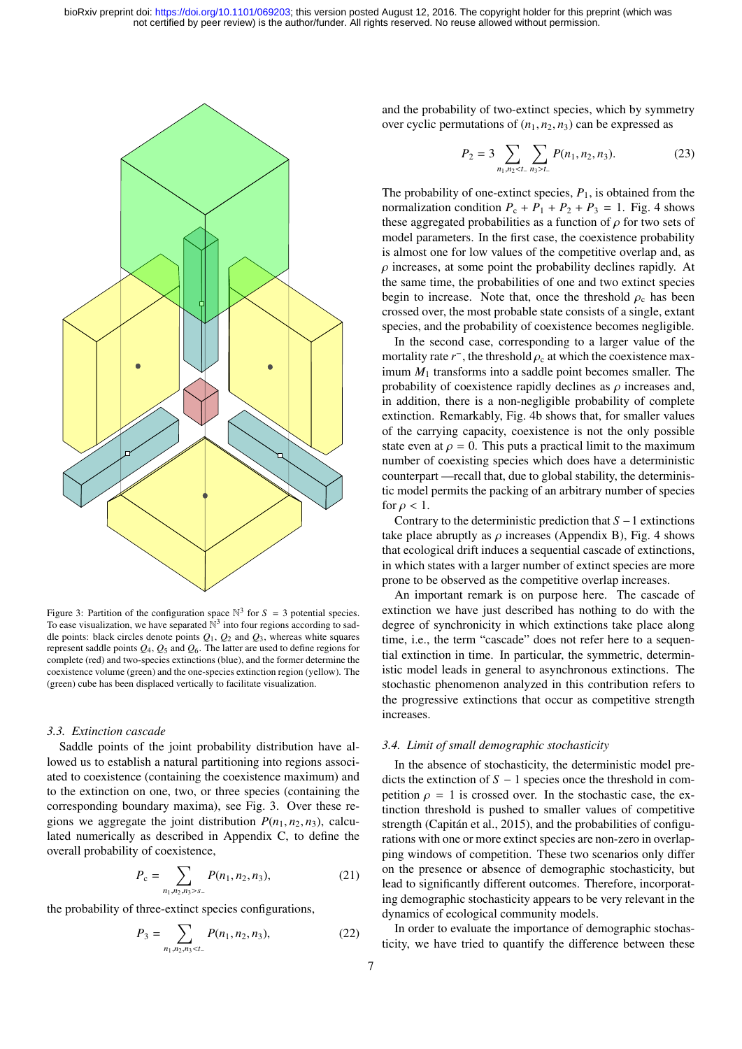Figure 3: Partition of the configuration space $\mathbb{N}^3$ for $S = 3$ potential species. To ease visualization, we have separated $\mathbb{N}^3$ into four regions according to saddle points: black circles denote points $Q_1$, $Q_2$ and $Q_3$, whereas white squares represent saddle points $Q_4$, $Q_5$ and $Q_6$. The latter are used to define regions for complete (red) and two-species extinctions (blue), and the former determine the coexistence volume (green) and the one-species extinction region (yellow). The (green) cube has been displaced vertically to facilitate visualization.

### 3.3. Extinction cascade

Saddle points of the joint probability distribution have allowed us to establish a natural partitioning into regions associated to coexistence (containing the coexistence maximum) and to the extinction on one, two, or three species (containing the corresponding boundary maxima), see Fig. 3. Over these regions we aggregate the joint distribution $P(n_1, n_2, n_3)$, calculated numerically as described in Appendix C, to define the overall probability of coexistence,

$$P_c = \sum_{n_1,n_2,n_3>s_-} P(n_1, n_2, n_3), \tag{21}$$

the probability of three-extinct species configurations,

$$P_3 = \sum_{n_1,n_2,n_3<t_-} P(n_1, n_2, n_3), \tag{22}$$

and the probability of two-extinct species, which by symmetry over cyclic permutations of $(n_1, n_2, n_3)$ can be expressed as

$$P_2 = 3 \sum_{n_1,n_2<t_-} \sum_{n_3>t_-} P(n_1, n_2, n_3). \tag{23}$$

The probability of one-extinct species, $P_1$, is obtained from the normalization condition $P_c + P_1 + P_2 + P_3 = 1$. Fig. 4 shows these aggregated probabilities as a function of $\rho$ for two sets of model parameters. In the first case, the coexistence probability is almost one for low values of the competitive overlap and, as $\rho$ increases, at some point the probability declines rapidly. At the same time, the probabilities of one and two extinct species begin to increase. Note that, once the threshold $\rho_c$ has been crossed over, the most probable state consists of a single, extant species, and the probability of coexistence becomes negligible.

In the second case, corresponding to a larger value of the mortality rate $r^-$, the threshold $\rho_c$ at which the coexistence maximum $M_1$ transforms into a saddle point becomes smaller. The probability of coexistence rapidly declines as $\rho$ increases and, in addition, there is a non-negligible probability of complete extinction. Remarkably, Fig. 4b shows that, for smaller values of the carrying capacity, coexistence is not the only possible state even at $\rho = 0$. This puts a practical limit to the maximum number of coexisting species which does have a deterministic counterpart —recall that, due to global stability, the deterministic model permits the packing of an arbitrary number of species for $\rho < 1$.

Contrary to the deterministic prediction that $S-1$ extinctions take place abruptly as $\rho$ increases (Appendix B), Fig. 4 shows that ecological drift induces a sequential cascade of extinctions, in which states with a larger number of extinct species are more prone to be observed as the competitive overlap increases.

An important remark is on purpose here. The cascade of extinction we have just described has nothing to do with the degree of synchronicity in which extinctions take place along time, i.e., the term "cascade" does not refer here to a sequential extinction in time. In particular, the symmetric, deterministic model leads in general to asynchronous extinctions. The stochastic phenomenon analyzed in this contribution refers to the progressive extinctions that occur as competitive strength increases.

### 3.4. Limit of small demographic stochasticity

In the absence of stochasticity, the deterministic model predicts the extinction of $S-1$ species once the threshold in competition $\rho = 1$ is crossed over. In the stochastic case, the extinction threshold is pushed to smaller values of competitive strength (Capitán et al., 2015), and the probabilities of configurations with one or more extinct species are non-zero in overlapping windows of competition. These two scenarios only differ on the presence or absence of demographic stochasticity, but lead to significantly different outcomes. Therefore, incorporating demographic stochasticity appears to be very relevant in the dynamics of ecological community models.

In order to evaluate the importance of demographic stochasticity, we have tried to quantify the difference between these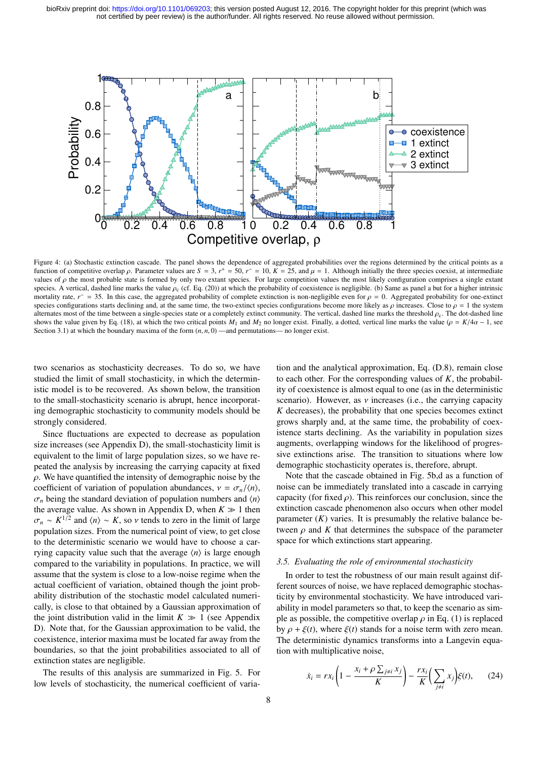Figure 4: (a) Stochastic extinction cascade. The panel shows the dependence of aggregated probabilities over the regions determined by the critical points as a function of competitive overlap $\rho$. Parameter values are $S = 3$, $r^+ = 50$, $r^- = 10$, $K = 25$, and $\mu = 1$. Although initially the three species coexist, at intermediate values of $\rho$ the most probable state is formed by only two extant species. For large competition values the most likely configuration comprises a single extant species. A vertical, dashed line marks the value $\rho_c$ (cf. Eq. (20)) at which the probability of coexistence is negligible. (b) Same as panel a but for a higher intrinsic mortality rate, $r^- = 35$. In this case, the aggregated probability of complete extinction is non-negligible even for $\rho = 0$. Aggregated probability for one-extinct species configurations starts declining and, at the same time, the two-extinct species configurations become more likely as $\rho$ increases. Close to $\rho = 1$ the system alternates most of the time between a single-species state or a completely extinct community. The vertical, dashed line marks the threshold $\rho_c$. The dot-dashed line shows the value given by Eq. (18), at which the two critical points $M_1$ and $M_2$ no longer exist. Finally, a dotted, vertical line marks the value ($\rho = K/4\alpha - 1$, see Section 3.1) at which the boundary maxima of the form $(n, n, 0)$ —and permutations— no longer exist.

two scenarios as stochasticity decreases. To do so, we have studied the limit of small stochasticity, in which the deterministic model is to be recovered. As shown below, the transition to the small-stochasticity scenario is abrupt, hence incorporating demographic stochasticity to community models should be strongly considered.

Since fluctuations are expected to decrease as population size increases (see Appendix D), the small-stochasticity limit is equivalent to the limit of large population sizes, so we have repeated the analysis by increasing the carrying capacity at fixed $\rho$. We have quantified the intensity of demographic noise by the coefficient of variation of population abundances, $\nu = \sigma_n/\langle n\rangle$, $\sigma_n$ being the standard deviation of population numbers and $\langle n\rangle$ the average value. As shown in Appendix D, when $K \gg 1$ then $\sigma_n \sim K^{1/2}$ and $\langle n\rangle \sim K$, so $\nu$ tends to zero in the limit of large population sizes. From the numerical point of view, to get close to the deterministic scenario we would have to choose a carrying capacity value such that the average $\langle n\rangle$ is large enough compared to the variability in populations. In practice, we will assume that the system is close to a low-noise regime when the actual coefficient of variation, obtained though the joint probability distribution of the stochastic model calculated numerically, is close to that obtained by a Gaussian approximation of the joint distribution valid in the limit $K \gg 1$ (see Appendix D). Note that, for the Gaussian approximation to be valid, the coexistence, interior maxima must be located far away from the boundaries, so that the joint probabilities associated to all of extinction states are negligible.

The results of this analysis are summarized in Fig. 5. For low levels of stochasticity, the numerical coefficient of variation and the analytical approximation, Eq. (D.8), remain close to each other. For the corresponding values of $K$, the probability of coexistence is almost equal to one (as in the deterministic scenario). However, as $\nu$ increases (i.e., the carrying capacity $K$ decreases), the probability that one species becomes extinct grows sharply and, at the same time, the probability of coexistence starts declining. As the variability in population sizes augments, overlapping windows for the likelihood of progressive extinctions arise. The transition to situations where low demographic stochasticity operates is, therefore, abrupt.

Note that the cascade obtained in Fig. 5b,d as a function of noise can be immediately translated into a cascade in carrying capacity (for fixed $\rho$). This reinforces our conclusion, since the extinction cascade phenomenon also occurs when other model parameter ($K$) varies. It is presumably the relative balance between $\rho$ and $K$ that determines the subspace of the parameter space for which extinctions start appearing.

### 3.5. Evaluating the role of environmental stochasticity

In order to test the robustness of our main result against different sources of noise, we have replaced demographic stochasticity by environmental stochasticity. We have introduced variability in model parameters so that, to keep the scenario as simple as possible, the competitive overlap $\rho$ in Eq. (1) is replaced by $\rho + \xi(t)$, where $\xi(t)$ stands for a noise term with zero mean. The deterministic dynamics transforms into a Langevin equation with multiplicative noise,

$$\dot{x}_i = rx_i\left(1 - \frac{x_i + \rho\sum_{j\neq i} x_j}{K}\right) - \frac{rx_i}{K}\left(\sum_{j\neq i} x_j\right)\xi(t), \qquad (24)$$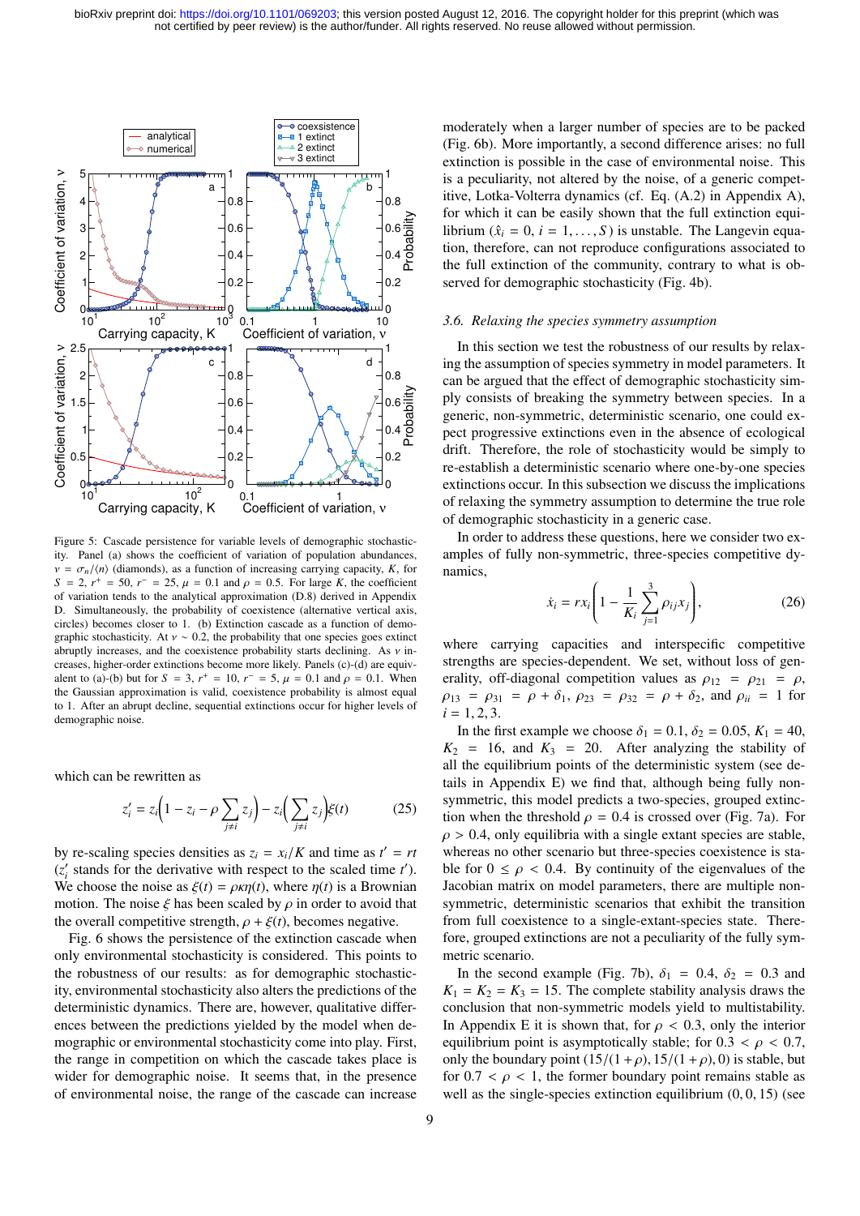Figure 5: Cascade persistence for variable levels of demographic stochasticity. Panel (a) shows the coefficient of variation of population abundances, $\nu = \sigma_n/\langle n \rangle$ (diamonds), as a function of increasing carrying capacity, $K$, for $S = 2$, $r^+ = 50$, $r^- = 25$, $\mu = 0.1$ and $\rho = 0.5$. For large $K$, the coefficient of variation tends to the analytical approximation (D.8) derived in Appendix D. Simultaneously, the probability of coexistence (alternative vertical axis, circles) becomes closer to 1. (b) Extinction cascade as a function of demographic stochasticity. At $\nu \sim 0.2$, the probability that one species goes extinct abruptly increases, and the coexistence probability starts declining. As $\nu$ increases, higher-order extinctions become more likely. Panels (c)-(d) are equivalent to (a)-(b) but for $S = 3$, $r^+ = 10$, $r^- = 5$, $\mu = 0.1$ and $\rho = 0.1$. When the Gaussian approximation is valid, coexistence probability is almost equal to 1. After an abrupt decline, sequential extinctions occur for higher levels of demographic noise.

which can be rewritten as

$$z_i' = z_i\left(1 - z_i - \rho \sum_{j \neq i} z_j\right) - z_i\left(\sum_{j \neq i} z_j\right)\xi(t) \tag{25}$$

by re-scaling species densities as $z_i = x_i/K$ and time as $t' = rt$ ($z_i'$ stands for the derivative with respect to the scaled time $t'$). We choose the noise as $\xi(t) = \rho\kappa\eta(t)$, where $\eta(t)$ is a Brownian motion. The noise $\xi$ has been scaled by $\rho$ in order to avoid that the overall competitive strength, $\rho + \xi(t)$, becomes negative.

Fig. 6 shows the persistence of the extinction cascade when only environmental stochasticity is considered. This points to the robustness of our results: as for demographic stochasticity, environmental stochasticity also alters the predictions of the deterministic dynamics. There are, however, qualitative differences between the predictions yielded by the model when demographic or environmental stochasticity come into play. First, the range in competition on which the cascade takes place is wider for demographic noise. It seems that, in the presence of environmental noise, the range of the cascade can increase moderately when a larger number of species are to be packed (Fig. 6b). More importantly, a second difference arises: no full extinction is possible in the case of environmental noise. This is a peculiarity, not altered by the noise, of a generic competitive, Lotka-Volterra dynamics (cf. Eq. (A.2) in Appendix A), for which it can be easily shown that the full extinction equilibrium ($\hat{x}_i = 0$, $i = 1, \ldots, S$) is unstable. The Langevin equation, therefore, can not reproduce configurations associated to the full extinction of the community, contrary to what is observed for demographic stochasticity (Fig. 4b).

### 3.6. Relaxing the species symmetry assumption

In this section we test the robustness of our results by relaxing the assumption of species symmetry in model parameters. It can be argued that the effect of demographic stochasticity simply consists of breaking the symmetry between species. In a generic, non-symmetric, deterministic scenario, one could expect progressive extinctions even in the absence of ecological drift. Therefore, the role of stochasticity would be simply to re-establish a deterministic scenario where one-by-one species extinctions occur. In this subsection we discuss the implications of relaxing the symmetry assumption to determine the true role of demographic stochasticity in a generic case.

In order to address these questions, here we consider two examples of fully non-symmetric, three-species competitive dynamics,

$$\dot{x}_i = r x_i \left(1 - \frac{1}{K_i}\sum_{j=1}^{3} \rho_{ij} x_j\right), \tag{26}$$

where carrying capacities and interspecific competitive strengths are species-dependent. We set, without loss of generality, off-diagonal competition values as $\rho_{12} = \rho_{21} = \rho$, $\rho_{13} = \rho_{31} = \rho + \delta_1$, $\rho_{23} = \rho_{32} = \rho + \delta_2$, and $\rho_{ii} = 1$ for $i = 1, 2, 3$.

In the first example we choose $\delta_1 = 0.1$, $\delta_2 = 0.05$, $K_1 = 40$, $K_2 = 16$, and $K_3 = 20$. After analyzing the stability of all the equilibrium points of the deterministic system (see details in Appendix E) we find that, although being fully non-symmetric, this model predicts a two-species, grouped extinction when the threshold $\rho = 0.4$ is crossed over (Fig. 7a). For $\rho > 0.4$, only equilibria with a single extant species are stable, whereas no other scenario but three-species coexistence is stable for $0 \leq \rho < 0.4$. By continuity of the eigenvalues of the Jacobian matrix on model parameters, there are multiple non-symmetric, deterministic scenarios that exhibit the transition from full coexistence to a single-extant-species state. Therefore, grouped extinctions are not a peculiarity of the fully symmetric scenario.

In the second example (Fig. 7b), $\delta_1 = 0.4$, $\delta_2 = 0.3$ and $K_1 = K_2 = K_3 = 15$. The complete stability analysis draws the conclusion that non-symmetric models yield to multistability. In Appendix E it is shown that, for $\rho < 0.3$, only the interior equilibrium point is asymptotically stable; for $0.3 < \rho < 0.7$, only the boundary point $(15/(1+\rho), 15/(1+\rho), 0)$ is stable, but for $0.7 < \rho < 1$, the former boundary point remains stable as well as the single-species extinction equilibrium $(0, 0, 15)$ (see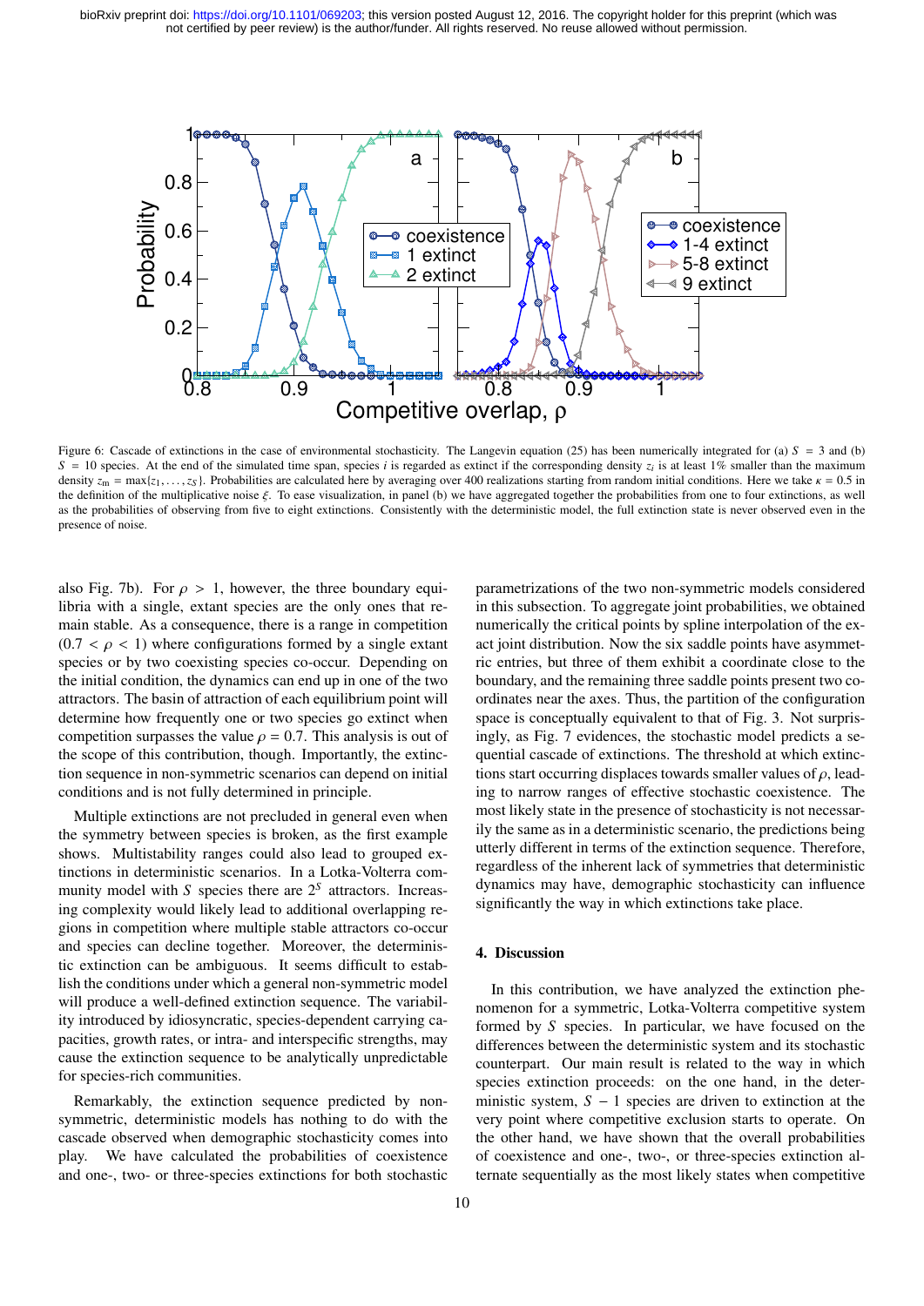Figure 6: Cascade of extinctions in the case of environmental stochasticity. The Langevin equation (25) has been numerically integrated for (a) $S = 3$ and (b) $S = 10$ species. At the end of the simulated time span, species $i$ is regarded as extinct if the corresponding density $z_i$ is at least 1% smaller than the maximum density $z_m = \max\{z_1, \ldots, z_S\}$. Probabilities are calculated here by averaging over 400 realizations starting from random initial conditions. Here we take $\kappa = 0.5$ in the definition of the multiplicative noise $\xi$. To ease visualization, in panel (b) we have aggregated together the probabilities from one to four extinctions, as well as the probabilities of observing from five to eight extinctions. Consistently with the deterministic model, the full extinction state is never observed even in the presence of noise.

also Fig. 7b). For $\rho > 1$, however, the three boundary equilibria with a single, extant species are the only ones that remain stable. As a consequence, there is a range in competition $(0.7 < \rho < 1)$ where configurations formed by a single extant species or by two coexisting species co-occur. Depending on the initial condition, the dynamics can end up in one of the two attractors. The basin of attraction of each equilibrium point will determine how frequently one or two species go extinct when competition surpasses the value $\rho = 0.7$. This analysis is out of the scope of this contribution, though. Importantly, the extinction sequence in non-symmetric scenarios can depend on initial conditions and is not fully determined in principle.

Multiple extinctions are not precluded in general even when the symmetry between species is broken, as the first example shows. Multistability ranges could also lead to grouped extinctions in deterministic scenarios. In a Lotka-Volterra community model with $S$ species there are $2^S$ attractors. Increasing complexity would likely lead to additional overlapping regions in competition where multiple stable attractors co-occur and species can decline together. Moreover, the deterministic extinction can be ambiguous. It seems difficult to establish the conditions under which a general non-symmetric model will produce a well-defined extinction sequence. The variability introduced by idiosyncratic, species-dependent carrying capacities, growth rates, or intra- and interspecific strengths, may cause the extinction sequence to be analytically unpredictable for species-rich communities.

Remarkably, the extinction sequence predicted by non-symmetric, deterministic models has nothing to do with the cascade observed when demographic stochasticity comes into play. We have calculated the probabilities of coexistence and one-, two- or three-species extinctions for both stochastic parametrizations of the two non-symmetric models considered in this subsection. To aggregate joint probabilities, we obtained numerically the critical points by spline interpolation of the exact joint distribution. Now the six saddle points have asymmetric entries, but three of them exhibit a coordinate close to the boundary, and the remaining three saddle points present two coordinates near the axes. Thus, the partition of the configuration space is conceptually equivalent to that of Fig. 3. Not surprisingly, as Fig. 7 evidences, the stochastic model predicts a sequential cascade of extinctions. The threshold at which extinctions start occurring displaces towards smaller values of $\rho$, leading to narrow ranges of effective stochastic coexistence. The most likely state in the presence of stochasticity is not necessarily the same as in a deterministic scenario, the predictions being utterly different in terms of the extinction sequence. Therefore, regardless of the inherent lack of symmetries that deterministic dynamics may have, demographic stochasticity can influence significantly the way in which extinctions take place.

## 4. Discussion

In this contribution, we have analyzed the extinction phenomenon for a symmetric, Lotka-Volterra competitive system formed by $S$ species. In particular, we have focused on the differences between the deterministic system and its stochastic counterpart. Our main result is related to the way in which species extinction proceeds: on the one hand, in the deterministic system, $S - 1$ species are driven to extinction at the very point where competitive exclusion starts to operate. On the other hand, we have shown that the overall probabilities of coexistence and one-, two-, or three-species extinction alternate sequentially as the most likely states when competitive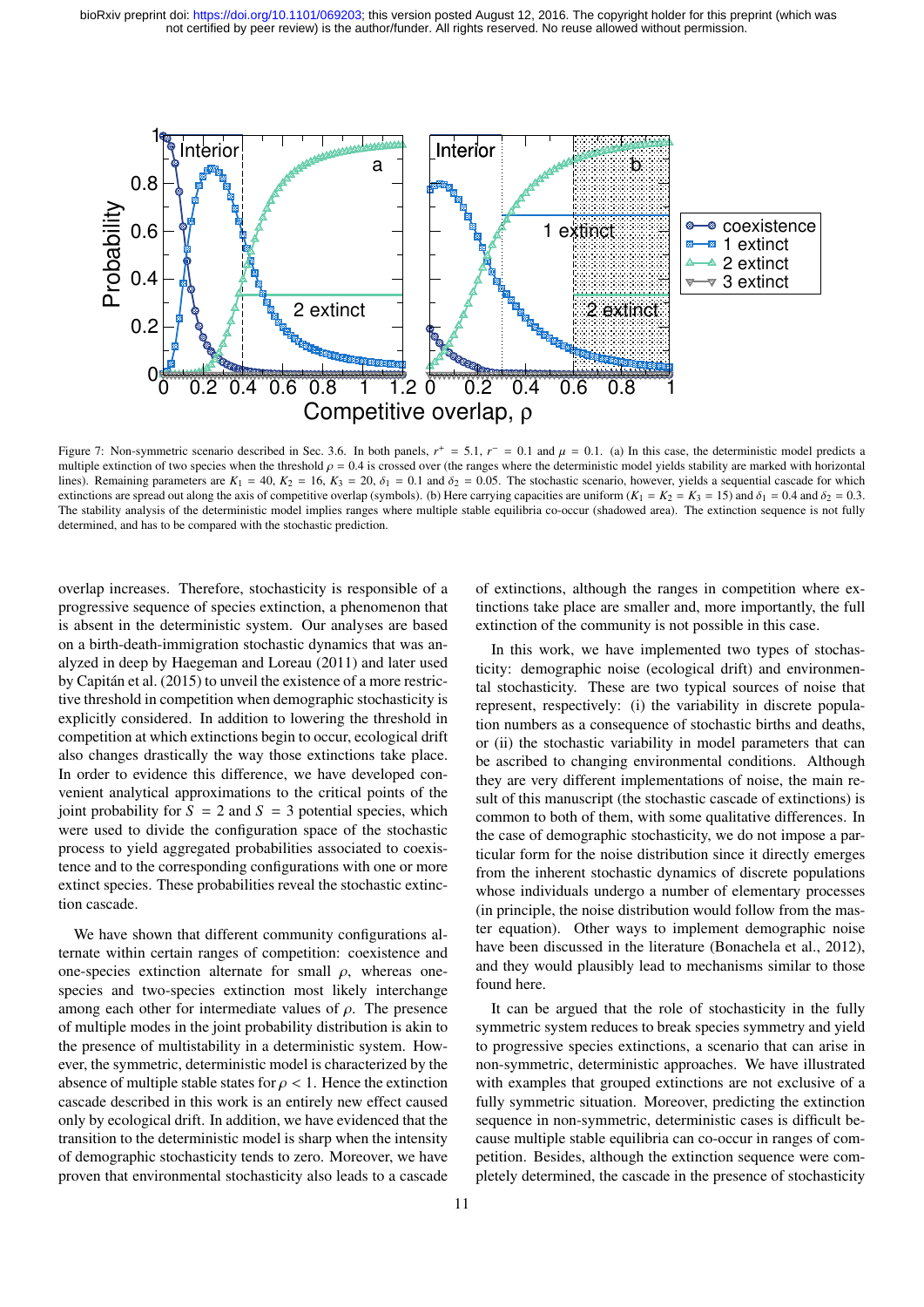Figure 7: Non-symmetric scenario described in Sec. 3.6. In both panels, $r^+ = 5.1$, $r^- = 0.1$ and $\mu = 0.1$. (a) In this case, the deterministic model predicts a multiple extinction of two species when the threshold $\rho = 0.4$ is crossed over (the ranges where the deterministic model yields stability are marked with horizontal lines). Remaining parameters are $K_1 = 40$, $K_2 = 16$, $K_3 = 20$, $\delta_1 = 0.1$ and $\delta_2 = 0.05$. The stochastic scenario, however, yields a sequential cascade for which extinctions are spread out along the axis of competitive overlap (symbols). (b) Here carrying capacities are uniform ($K_1 = K_2 = K_3 = 15$) and $\delta_1 = 0.4$ and $\delta_2 = 0.3$. The stability analysis of the deterministic model implies ranges where multiple stable equilibria co-occur (shadowed area). The extinction sequence is not fully determined, and has to be compared with the stochastic prediction.

overlap increases. Therefore, stochasticity is responsible of a progressive sequence of species extinction, a phenomenon that is absent in the deterministic system. Our analyses are based on a birth-death-immigration stochastic dynamics that was analyzed in deep by Haegeman and Loreau (2011) and later used by Capitán et al. (2015) to unveil the existence of a more restrictive threshold in competition when demographic stochasticity is explicitly considered. In addition to lowering the threshold in competition at which extinctions begin to occur, ecological drift also changes drastically the way those extinctions take place. In order to evidence this difference, we have developed convenient analytical approximations to the critical points of the joint probability for $S = 2$ and $S = 3$ potential species, which were used to divide the configuration space of the stochastic process to yield aggregated probabilities associated to coexistence and to the corresponding configurations with one or more extinct species. These probabilities reveal the stochastic extinction cascade.

We have shown that different community configurations alternate within certain ranges of competition: coexistence and one-species extinction alternate for small $\rho$, whereas one-species and two-species extinction most likely interchange among each other for intermediate values of $\rho$. The presence of multiple modes in the joint probability distribution is akin to the presence of multistability in a deterministic system. However, the symmetric, deterministic model is characterized by the absence of multiple stable states for $\rho < 1$. Hence the extinction cascade described in this work is an entirely new effect caused only by ecological drift. In addition, we have evidenced that the transition to the deterministic model is sharp when the intensity of demographic stochasticity tends to zero. Moreover, we have proven that environmental stochasticity also leads to a cascade of extinctions, although the ranges in competition where extinctions take place are smaller and, more importantly, the full extinction of the community is not possible in this case.

In this work, we have implemented two types of stochasticity: demographic noise (ecological drift) and environmental stochasticity. These are two typical sources of noise that represent, respectively: (i) the variability in discrete population numbers as a consequence of stochastic births and deaths, or (ii) the stochastic variability in model parameters that can be ascribed to changing environmental conditions. Although they are very different implementations of noise, the main result of this manuscript (the stochastic cascade of extinctions) is common to both of them, with some qualitative differences. In the case of demographic stochasticity, we do not impose a particular form for the noise distribution since it directly emerges from the inherent stochastic dynamics of discrete populations whose individuals undergo a number of elementary processes (in principle, the noise distribution would follow from the master equation). Other ways to implement demographic noise have been discussed in the literature (Bonachela et al., 2012), and they would plausibly lead to mechanisms similar to those found here.

It can be argued that the role of stochasticity in the fully symmetric system reduces to break species symmetry and yield to progressive species extinctions, a scenario that can arise in non-symmetric, deterministic approaches. We have illustrated with examples that grouped extinctions are not exclusive of a fully symmetric situation. Moreover, predicting the extinction sequence in non-symmetric, deterministic cases is difficult because multiple stable equilibria can co-occur in ranges of competition. Besides, although the extinction sequence were completely determined, the cascade in the presence of stochasticity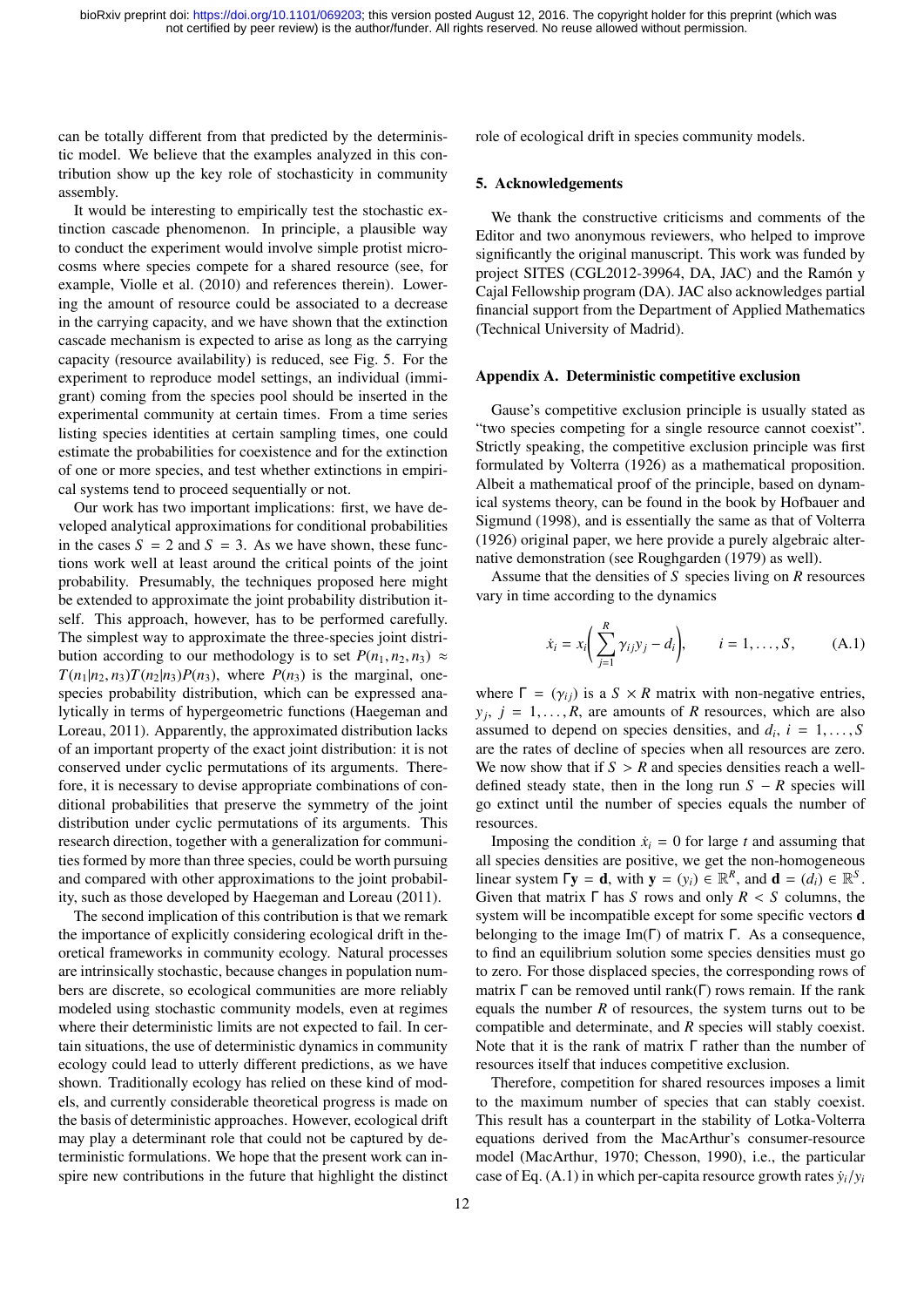can be totally different from that predicted by the deterministic model. We believe that the examples analyzed in this contribution show up the key role of stochasticity in community assembly.

It would be interesting to empirically test the stochastic extinction cascade phenomenon. In principle, a plausible way to conduct the experiment would involve simple protist microcosms where species compete for a shared resource (see, for example, Violle et al. (2010) and references therein). Lowering the amount of resource could be associated to a decrease in the carrying capacity, and we have shown that the extinction cascade mechanism is expected to arise as long as the carrying capacity (resource availability) is reduced, see Fig. 5. For the experiment to reproduce model settings, an individual (immigrant) coming from the species pool should be inserted in the experimental community at certain times. From a time series listing species identities at certain sampling times, one could estimate the probabilities for coexistence and for the extinction of one or more species, and test whether extinctions in empirical systems tend to proceed sequentially or not.

Our work has two important implications: first, we have developed analytical approximations for conditional probabilities in the cases $S = 2$ and $S = 3$. As we have shown, these functions work well at least around the critical points of the joint probability. Presumably, the techniques proposed here might be extended to approximate the joint probability distribution itself. This approach, however, has to be performed carefully. The simplest way to approximate the three-species joint distribution according to our methodology is to set $P(n_1, n_2, n_3) \approx T(n_1|n_2, n_3)T(n_2|n_3)P(n_3)$, where $P(n_3)$ is the marginal, one-species probability distribution, which can be expressed analytically in terms of hypergeometric functions (Haegeman and Loreau, 2011). Apparently, the approximated distribution lacks of an important property of the exact joint distribution: it is not conserved under cyclic permutations of its arguments. Therefore, it is necessary to devise appropriate combinations of conditional probabilities that preserve the symmetry of the joint distribution under cyclic permutations of its arguments. This research direction, together with a generalization for communities formed by more than three species, could be worth pursuing and compared with other approximations to the joint probability, such as those developed by Haegeman and Loreau (2011).

The second implication of this contribution is that we remark the importance of explicitly considering ecological drift in theoretical frameworks in community ecology. Natural processes are intrinsically stochastic, because changes in population numbers are discrete, so ecological communities are more reliably modeled using stochastic community models, even at regimes where their deterministic limits are not expected to fail. In certain situations, the use of deterministic dynamics in community ecology could lead to utterly different predictions, as we have shown. Traditionally ecology has relied on these kind of models, and currently considerable theoretical progress is made on the basis of deterministic approaches. However, ecological drift may play a determinant role that could not be captured by deterministic formulations. We hope that the present work can inspire new contributions in the future that highlight the distinct role of ecological drift in species community models.

## 5. Acknowledgements

We thank the constructive criticisms and comments of the Editor and two anonymous reviewers, who helped to improve significantly the original manuscript. This work was funded by project SITES (CGL2012-39964, DA, JAC) and the Ramón y Cajal Fellowship program (DA). JAC also acknowledges partial financial support from the Department of Applied Mathematics (Technical University of Madrid).

## Appendix A. Deterministic competitive exclusion

Gause's competitive exclusion principle is usually stated as "two species competing for a single resource cannot coexist". Strictly speaking, the competitive exclusion principle was first formulated by Volterra (1926) as a mathematical proposition. Albeit a mathematical proof of the principle, based on dynamical systems theory, can be found in the book by Hofbauer and Sigmund (1998), and is essentially the same as that of Volterra (1926) original paper, we here provide a purely algebraic alternative demonstration (see Roughgarden (1979) as well).

Assume that the densities of $S$ species living on $R$ resources vary in time according to the dynamics

$$\dot{x}_i = x_i\left(\sum_{j=1}^{R} \gamma_{ij} y_j - d_i\right), \qquad i = 1, \ldots, S, \tag{A.1}$$

where $\Gamma = (\gamma_{ij})$ is a $S \times R$ matrix with non-negative entries, $y_j$, $j = 1, \ldots, R$, are amounts of $R$ resources, which are also assumed to depend on species densities, and $d_i$, $i = 1, \ldots, S$ are the rates of decline of species when all resources are zero. We now show that if $S > R$ and species densities reach a well-defined steady state, then in the long run $S - R$ species will go extinct until the number of species equals the number of resources.

Imposing the condition $\dot{x}_i = 0$ for large $t$ and assuming that all species densities are positive, we get the non-homogeneous linear system $\Gamma \mathbf{y} = \mathbf{d}$, with $\mathbf{y} = (y_i) \in \mathbb{R}^R$, and $\mathbf{d} = (d_i) \in \mathbb{R}^S$. Given that matrix $\Gamma$ has $S$ rows and only $R < S$ columns, the system will be incompatible except for some specific vectors $\mathbf{d}$ belonging to the image $\mathrm{Im}(\Gamma)$ of matrix $\Gamma$. As a consequence, to find an equilibrium solution some species densities must go to zero. For those displaced species, the corresponding rows of matrix $\Gamma$ can be removed until $\mathrm{rank}(\Gamma)$ rows remain. If the rank equals the number $R$ of resources, the system turns out to be compatible and determinate, and $R$ species will stably coexist. Note that it is the rank of matrix $\Gamma$ rather than the number of resources itself that induces competitive exclusion.

Therefore, competition for shared resources imposes a limit to the maximum number of species that can stably coexist. This result has a counterpart in the stability of Lotka-Volterra equations derived from the MacArthur's consumer-resource model (MacArthur, 1970; Chesson, 1990), i.e., the particular case of Eq. (A.1) in which per-capita resource growth rates $\dot{y}_i/y_i$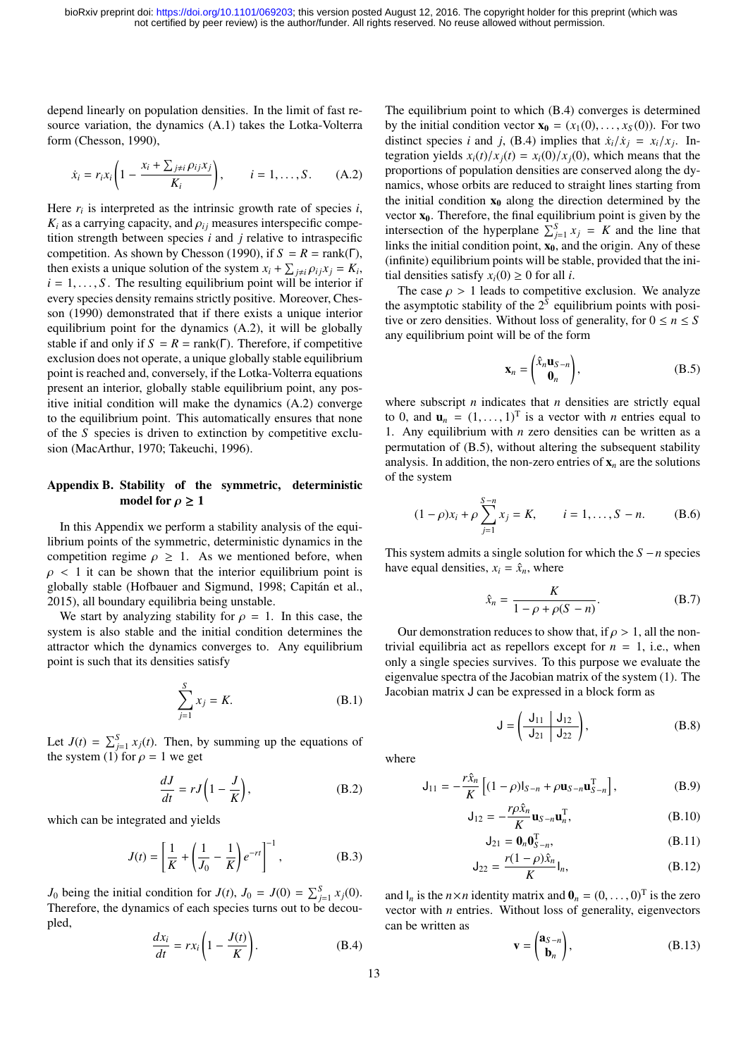depend linearly on population densities. In the limit of fast resource variation, the dynamics (A.1) takes the Lotka-Volterra form (Chesson, 1990),

$$\dot{x}_i = r_i x_i \left(1 - \frac{x_i + \sum_{j \neq i} \rho_{ij} x_j}{K_i}\right), \qquad i = 1, \ldots, S. \tag{A.2}$$

Here $r_i$ is interpreted as the intrinsic growth rate of species $i$, $K_i$ as a carrying capacity, and $\rho_{ij}$ measures interspecific competition strength between species $i$ and $j$ relative to intraspecific competition. As shown by Chesson (1990), if $S = R = \text{rank}(\Gamma)$, then exists a unique solution of the system $x_i + \sum_{j \neq i} \rho_{ij} x_j = K_i$, $i = 1, \ldots, S$. The resulting equilibrium point will be interior if every species density remains strictly positive. Moreover, Chesson (1990) demonstrated that if there exists a unique interior equilibrium point for the dynamics (A.2), it will be globally stable if and only if $S = R = \text{rank}(\Gamma)$. Therefore, if competitive exclusion does not operate, a unique globally stable equilibrium point is reached and, conversely, if the Lotka-Volterra equations present an interior, globally stable equilibrium point, any positive initial condition will make the dynamics (A.2) converge to the equilibrium point. This automatically ensures that none of the $S$ species is driven to extinction by competitive exclusion (MacArthur, 1970; Takeuchi, 1996).

## Appendix B. Stability of the symmetric, deterministic model for $\rho \geq 1$

In this Appendix we perform a stability analysis of the equilibrium points of the symmetric, deterministic dynamics in the competition regime $\rho \geq 1$. As we mentioned before, when $\rho < 1$ it can be shown that the interior equilibrium point is globally stable (Hofbauer and Sigmund, 1998; Capitán et al., 2015), all boundary equilibria being unstable.

We start by analyzing stability for $\rho = 1$. In this case, the system is also stable and the initial condition determines the attractor which the dynamics converges to. Any equilibrium point is such that its densities satisfy

$$\sum_{j=1}^{S} x_j = K. \tag{B.1}$$

Let $J(t) = \sum_{j=1}^{S} x_j(t)$. Then, by summing up the equations of the system (1) for $\rho = 1$ we get

$$\frac{dJ}{dt} = rJ\left(1 - \frac{J}{K}\right), \tag{B.2}$$

which can be integrated and yields

$$J(t) = \left[\frac{1}{K} + \left(\frac{1}{J_0} - \frac{1}{K}\right)e^{-rt}\right]^{-1}, \tag{B.3}$$

$J_0$ being the initial condition for $J(t)$, $J_0 = J(0) = \sum_{j=1}^{S} x_j(0)$. Therefore, the dynamics of each species turns out to be decoupled,

$$\frac{dx_i}{dt} = rx_i\left(1 - \frac{J(t)}{K}\right). \tag{B.4}$$

The equilibrium point to which (B.4) converges is determined by the initial condition vector $\mathbf{x_0} = (x_1(0), \ldots, x_S(0))$. For two distinct species $i$ and $j$, (B.4) implies that $\dot{x}_i/\dot{x}_j = x_i/x_j$. Integration yields $x_i(t)/x_j(t) = x_i(0)/x_j(0)$, which means that the proportions of population densities are conserved along the dynamics, whose orbits are reduced to straight lines starting from the initial condition $\mathbf{x_0}$ along the direction determined by the vector $\mathbf{x_0}$. Therefore, the final equilibrium point is given by the intersection of the hyperplane $\sum_{j=1}^{S} x_j = K$ and the line that links the initial condition point, $\mathbf{x_0}$, and the origin. Any of these (infinite) equilibrium points will be stable, provided that the initial densities satisfy $x_i(0) \geq 0$ for all $i$.

The case $\rho > 1$ leads to competitive exclusion. We analyze the asymptotic stability of the $2^S$ equilibrium points with positive or zero densities. Without loss of generality, for $0 \leq n \leq S$ any equilibrium point will be of the form

$$\mathbf{x}_n = \begin{pmatrix} \hat{x}_n \mathbf{u}_{S-n} \\ \mathbf{0}_n \end{pmatrix}, \tag{B.5}$$

where subscript $n$ indicates that $n$ densities are strictly equal to 0, and $\mathbf{u}_n = (1, \ldots, 1)^{\mathrm{T}}$ is a vector with $n$ entries equal to 1. Any equilibrium with $n$ zero densities can be written as a permutation of (B.5), without altering the subsequent stability analysis. In addition, the non-zero entries of $\mathbf{x}_n$ are the solutions of the system

$$(1 - \rho)x_i + \rho \sum_{j=1}^{S-n} x_j = K, \qquad i = 1, \ldots, S - n. \tag{B.6}$$

This system admits a single solution for which the $S - n$ species have equal densities, $x_i = \hat{x}_n$, where

$$\hat{x}_n = \frac{K}{1 - \rho + \rho(S - n)}. \tag{B.7}$$

Our demonstration reduces to show that, if $\rho > 1$, all the non-trivial equilibria act as repellors except for $n = 1$, i.e., when only a single species survives. To this purpose we evaluate the eigenvalue spectra of the Jacobian matrix of the system (1). The Jacobian matrix $\mathsf{J}$ can be expressed in a block form as

$$\mathsf{J} = \left(\begin{array}{c|c} \mathsf{J}_{11} & \mathsf{J}_{12} \\ \hline \mathsf{J}_{21} & \mathsf{J}_{22} \end{array}\right), \tag{B.8}$$

where

$$\mathsf{J}_{11} = -\frac{r\hat{x}_n}{K}\left[(1 - \rho)\mathsf{I}_{S-n} + \rho \mathbf{u}_{S-n}\mathbf{u}_{S-n}^{\mathrm{T}}\right], \tag{B.9}$$

$$\mathsf{J}_{12} = -\frac{r\rho\hat{x}_n}{K}\mathbf{u}_{S-n}\mathbf{u}_n^{\mathrm{T}}, \tag{B.10}$$

$$\mathsf{J}_{21} = \mathbf{0}_n\mathbf{0}_{S-n}^{\mathrm{T}}, \tag{B.11}$$

$$\mathsf{J}_{22} = \frac{r(1 - \rho)\hat{x}_n}{K}\mathsf{I}_n, \tag{B.12}$$

and $\mathsf{I}_n$ is the $n \times n$ identity matrix and $\mathbf{0}_n = (0, \ldots, 0)^{\mathrm{T}}$ is the zero vector with $n$ entries. Without loss of generality, eigenvectors can be written as

$$\mathbf{v} = \begin{pmatrix} \mathbf{a}_{S-n} \\ \mathbf{b}_n \end{pmatrix}, \tag{B.13}$$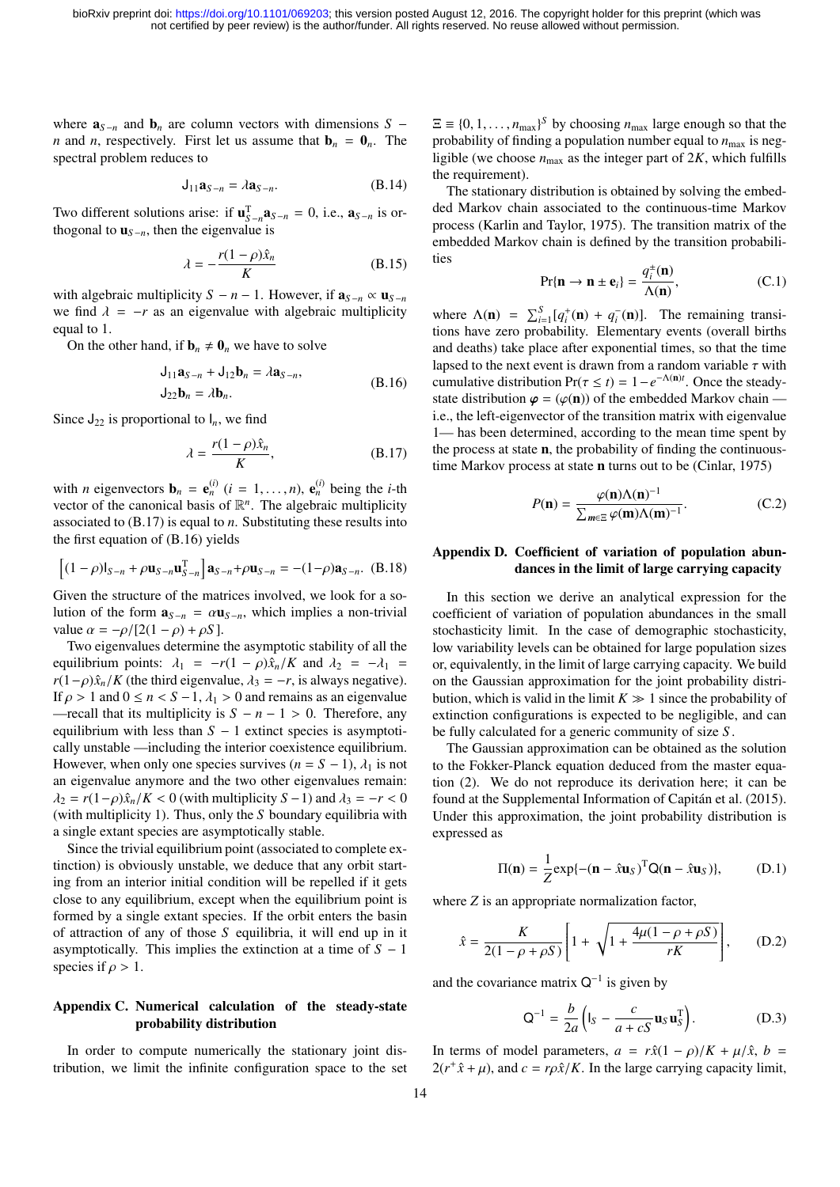where $\mathbf{a}_{S-n}$ and $\mathbf{b}_n$ are column vectors with dimensions $S-n$ and $n$, respectively. First let us assume that $\mathbf{b}_n = \mathbf{0}_n$. The spectral problem reduces to

$$\mathsf{J}_{11}\mathbf{a}_{S-n} = \lambda\mathbf{a}_{S-n}. \tag{B.14}$$

Two different solutions arise: if $\mathbf{u}_{S-n}^{\mathrm{T}}\mathbf{a}_{S-n} = 0$, i.e., $\mathbf{a}_{S-n}$ is orthogonal to $\mathbf{u}_{S-n}$, then the eigenvalue is

$$\lambda = -\frac{r(1-\rho)\hat{x}_n}{K} \tag{B.15}$$

with algebraic multiplicity $S-n-1$. However, if $\mathbf{a}_{S-n} \propto \mathbf{u}_{S-n}$ we find $\lambda = -r$ as an eigenvalue with algebraic multiplicity equal to 1.

On the other hand, if $\mathbf{b}_n \neq \mathbf{0}_n$ we have to solve

$$\begin{aligned} \mathsf{J}_{11}\mathbf{a}_{S-n} + \mathsf{J}_{12}\mathbf{b}_n &= \lambda\mathbf{a}_{S-n}, \\ \mathsf{J}_{22}\mathbf{b}_n &= \lambda\mathbf{b}_n. \end{aligned} \tag{B.16}$$

Since $\mathsf{J}_{22}$ is proportional to $\mathsf{I}_n$, we find

$$\lambda = \frac{r(1-\rho)\hat{x}_n}{K}, \tag{B.17}$$

with $n$ eigenvectors $\mathbf{b}_n = \mathbf{e}_n^{(i)}$ ($i = 1,\ldots,n$), $\mathbf{e}_n^{(i)}$ being the $i$-th vector of the canonical basis of $\mathbb{R}^n$. The algebraic multiplicity associated to (B.17) is equal to $n$. Substituting these results into the first equation of (B.16) yields

$$\left[(1-\rho)\mathsf{I}_{S-n} + \rho\mathbf{u}_{S-n}\mathbf{u}_{S-n}^{\mathrm{T}}\right]\mathbf{a}_{S-n} + \rho\mathbf{u}_{S-n} = -(1-\rho)\mathbf{a}_{S-n}. \tag{B.18}$$

Given the structure of the matrices involved, we look for a solution of the form $\mathbf{a}_{S-n} = \alpha\mathbf{u}_{S-n}$, which implies a non-trivial value $\alpha = -\rho/[2(1-\rho)+\rho S]$.

Two eigenvalues determine the asymptotic stability of all the equilibrium points: $\lambda_1 = -r(1-\rho)\hat{x}_n/K$ and $\lambda_2 = -\lambda_1 = r(1-\rho)\hat{x}_n/K$ (the third eigenvalue, $\lambda_3 = -r$, is always negative). If $\rho > 1$ and $0 \leq n < S-1$, $\lambda_1 > 0$ and remains as an eigenvalue —recall that its multiplicity is $S-n-1 > 0$. Therefore, any equilibrium with less than $S-1$ extinct species is asymptotically unstable —including the interior coexistence equilibrium. However, when only one species survives ($n = S-1$), $\lambda_1$ is not an eigenvalue anymore and the two other eigenvalues remain: $\lambda_2 = r(1-\rho)\hat{x}_n/K < 0$ (with multiplicity $S-1$) and $\lambda_3 = -r < 0$ (with multiplicity 1). Thus, only the $S$ boundary equilibria with a single extant species are asymptotically stable.

Since the trivial equilibrium point (associated to complete extinction) is obviously unstable, we deduce that any orbit starting from an interior initial condition will be repelled if it gets close to any equilibrium, except when the equilibrium point is formed by a single extant species. If the orbit enters the basin of attraction of any of those $S$ equilibria, it will end up in it asymptotically. This implies the extinction at a time of $S-1$ species if $\rho > 1$.

## Appendix C. Numerical calculation of the steady-state probability distribution

In order to compute numerically the stationary joint distribution, we limit the infinite configuration space to the set $\Xi \equiv \{0,1,\ldots,n_{\max}\}^S$ by choosing $n_{\max}$ large enough so that the probability of finding a population number equal to $n_{\max}$ is negligible (we choose $n_{\max}$ as the integer part of $2K$, which fulfills the requirement).

The stationary distribution is obtained by solving the embedded Markov chain associated to the continuous-time Markov process (Karlin and Taylor, 1975). The transition matrix of the embedded Markov chain is defined by the transition probabilities

$$\Pr\{\mathbf{n} \to \mathbf{n} \pm \mathbf{e}_i\} = \frac{q_i^{\pm}(\mathbf{n})}{\Lambda(\mathbf{n})}, \tag{C.1}$$

where $\Lambda(\mathbf{n}) = \sum_{i=1}^{S}[q_i^+(\mathbf{n}) + q_i^-(\mathbf{n})]$. The remaining transitions have zero probability. Elementary events (overall births and deaths) take place after exponential times, so that the time lapsed to the next event is drawn from a random variable $\tau$ with cumulative distribution $\Pr(\tau \leq t) = 1 - e^{-\Lambda(\mathbf{n})t}$. Once the steady-state distribution $\boldsymbol{\varphi} = (\varphi(\mathbf{n}))$ of the embedded Markov chain — i.e., the left-eigenvector of the transition matrix with eigenvalue 1— has been determined, according to the mean time spent by the process at state $\mathbf{n}$, the probability of finding the continuous-time Markov process at state $\mathbf{n}$ turns out to be (Cinlar, 1975)

$$P(\mathbf{n}) = \frac{\varphi(\mathbf{n})\Lambda(\mathbf{n})^{-1}}{\sum_{\mathbf{m}\in\Xi}\varphi(\mathbf{m})\Lambda(\mathbf{m})^{-1}}. \tag{C.2}$$

## Appendix D. Coefficient of variation of population abundances in the limit of large carrying capacity

In this section we derive an analytical expression for the coefficient of variation of population abundances in the small stochasticity limit. In the case of demographic stochasticity, low variability levels can be obtained for large population sizes or, equivalently, in the limit of large carrying capacity. We build on the Gaussian approximation for the joint probability distribution, which is valid in the limit $K \gg 1$ since the probability of extinction configurations is expected to be negligible, and can be fully calculated for a generic community of size $S$.

The Gaussian approximation can be obtained as the solution to the Fokker-Planck equation deduced from the master equation (2). We do not reproduce its derivation here; it can be found at the Supplemental Information of Capitán et al. (2015). Under this approximation, the joint probability distribution is expressed as

$$\Pi(\mathbf{n}) = \frac{1}{Z}\exp\{-(\mathbf{n} - \hat{x}\mathbf{u}_S)^{\mathrm{T}}\mathsf{Q}(\mathbf{n} - \hat{x}\mathbf{u}_S)\}, \tag{D.1}$$

where $Z$ is an appropriate normalization factor,

$$\hat{x} = \frac{K}{2(1-\rho+\rho S)}\left[1 + \sqrt{1 + \frac{4\mu(1-\rho+\rho S)}{rK}}\right], \tag{D.2}$$

and the covariance matrix $\mathsf{Q}^{-1}$ is given by

$$\mathsf{Q}^{-1} = \frac{b}{2a}\left(\mathsf{I}_S - \frac{c}{a+cS}\mathbf{u}_S\mathbf{u}_S^{\mathrm{T}}\right). \tag{D.3}$$

In terms of model parameters, $a = r\hat{x}(1-\rho)/K + \mu/\hat{x}$, $b = 2(r^+\hat{x} + \mu)$, and $c = r\rho\hat{x}/K$. In the large carrying capacity limit,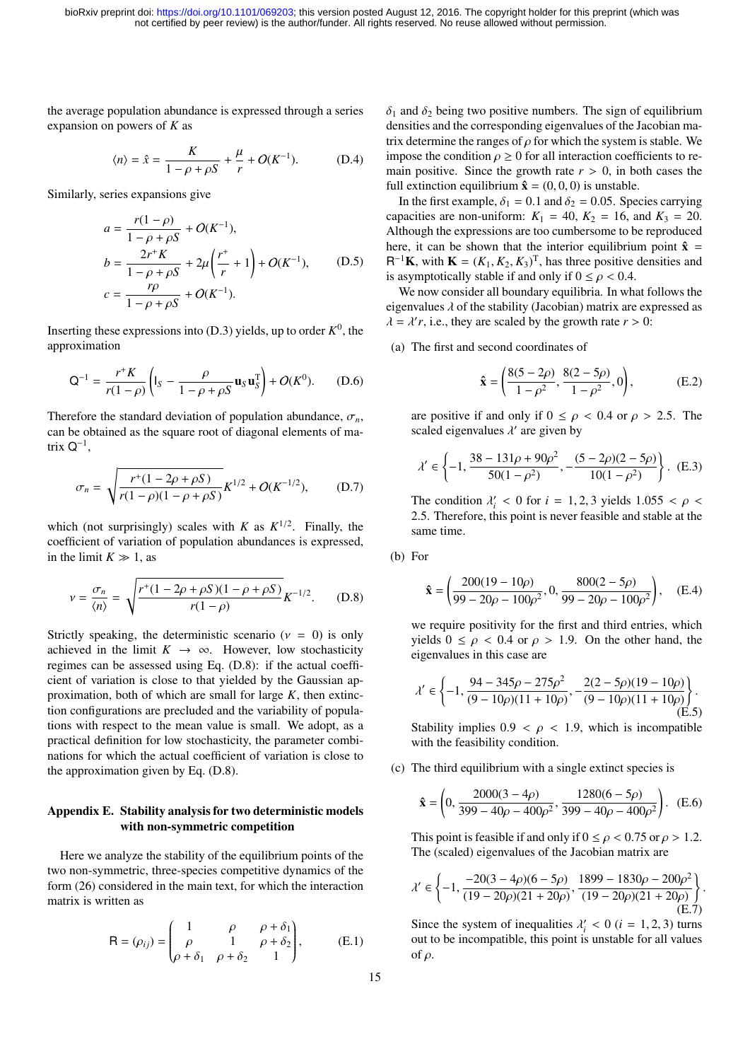the average population abundance is expressed through a series expansion on powers of $K$ as

$$\langle n \rangle = \hat{x} = \frac{K}{1-\rho+\rho S} + \frac{\mu}{r} + O(K^{-1}). \tag{D.4}$$

Similarly, series expansions give

$$\begin{aligned} a &= \frac{r(1-\rho)}{1-\rho+\rho S} + O(K^{-1}), \\ b &= \frac{2r^{+}K}{1-\rho+\rho S} + 2\mu\left(\frac{r^{+}}{r}+1\right) + O(K^{-1}), \\ c &= \frac{r\rho}{1-\rho+\rho S} + O(K^{-1}). \end{aligned} \tag{D.5}$$

Inserting these expressions into (D.3) yields, up to order $K^0$, the approximation

$$\mathsf{Q}^{-1} = \frac{r^{+}K}{r(1-\rho)}\left(\mathsf{I}_S - \frac{\rho}{1-\rho+\rho S}\mathbf{u}_S\mathbf{u}_S^{\mathrm{T}}\right) + O(K^0). \tag{D.6}$$

Therefore the standard deviation of population abundance, $\sigma_n$, can be obtained as the square root of diagonal elements of matrix $\mathsf{Q}^{-1}$,

$$\sigma_n = \sqrt{\frac{r^{+}(1-2\rho+\rho S)}{r(1-\rho)(1-\rho+\rho S)}}K^{1/2} + O(K^{-1/2}), \tag{D.7}$$

which (not surprisingly) scales with $K$ as $K^{1/2}$. Finally, the coefficient of variation of population abundances is expressed, in the limit $K \gg 1$, as

$$\nu = \frac{\sigma_n}{\langle n \rangle} = \sqrt{\frac{r^{+}(1-2\rho+\rho S)(1-\rho+\rho S)}{r(1-\rho)}}K^{-1/2}. \tag{D.8}$$

Strictly speaking, the deterministic scenario ($\nu = 0$) is only achieved in the limit $K \to \infty$. However, low stochasticity regimes can be assessed using Eq. (D.8): if the actual coefficient of variation is close to that yielded by the Gaussian approximation, both of which are small for large $K$, then extinction configurations are precluded and the variability of populations with respect to the mean value is small. We adopt, as a practical definition for low stochasticity, the parameter combinations for which the actual coefficient of variation is close to the approximation given by Eq. (D.8).

## Appendix E. Stability analysis for two deterministic models with non-symmetric competition

Here we analyze the stability of the equilibrium points of the two non-symmetric, three-species competitive dynamics of the form (26) considered in the main text, for which the interaction matrix is written as

$$\mathsf{R} = (\rho_{ij}) = \begin{pmatrix} 1 & \rho & \rho+\delta_1 \\ \rho & 1 & \rho+\delta_2 \\ \rho+\delta_1 & \rho+\delta_2 & 1 \end{pmatrix}, \tag{E.1}$$

$\delta_1$ and $\delta_2$ being two positive numbers. The sign of equilibrium densities and the corresponding eigenvalues of the Jacobian matrix determine the ranges of $\rho$ for which the system is stable. We impose the condition $\rho \geq 0$ for all interaction coefficients to remain positive. Since the growth rate $r > 0$, in both cases the full extinction equilibrium $\hat{\mathbf{x}} = (0,0,0)$ is unstable.

In the first example, $\delta_1 = 0.1$ and $\delta_2 = 0.05$. Species carrying capacities are non-uniform: $K_1 = 40$, $K_2 = 16$, and $K_3 = 20$. Although the expressions are too cumbersome to be reproduced here, it can be shown that the interior equilibrium point $\hat{\mathbf{x}} = \mathsf{R}^{-1}\mathbf{K}$, with $\mathbf{K} = (K_1, K_2, K_3)^{\mathrm{T}}$, has three positive densities and is asymptotically stable if and only if $0 \leq \rho < 0.4$.

We now consider all boundary equilibria. In what follows the eigenvalues $\lambda$ of the stability (Jacobian) matrix are expressed as $\lambda = \lambda' r$, i.e., they are scaled by the growth rate $r > 0$:

(a) The first and second coordinates of

$$\hat{\mathbf{x}} = \left(\frac{8(5-2\rho)}{1-\rho^2}, \frac{8(2-5\rho)}{1-\rho^2}, 0\right), \tag{E.2}$$

are positive if and only if $0 \leq \rho < 0.4$ or $\rho > 2.5$. The scaled eigenvalues $\lambda'$ are given by

$$\lambda' \in \left\{-1, \frac{38-131\rho+90\rho^2}{50(1-\rho^2)}, -\frac{(5-2\rho)(2-5\rho)}{10(1-\rho^2)}\right\}. \tag{E.3}$$

The condition $\lambda'_i < 0$ for $i = 1,2,3$ yields $1.055 < \rho < 2.5$. Therefore, this point is never feasible and stable at the same time.

(b) For

$$\hat{\mathbf{x}} = \left(\frac{200(19-10\rho)}{99-20\rho-100\rho^2}, 0, \frac{800(2-5\rho)}{99-20\rho-100\rho^2}\right), \tag{E.4}$$

we require positivity for the first and third entries, which yields $0 \leq \rho < 0.4$ or $\rho > 1.9$. On the other hand, the eigenvalues in this case are

$$\lambda' \in \left\{-1, \frac{94-345\rho-275\rho^2}{(9-10\rho)(11+10\rho)}, -\frac{2(2-5\rho)(19-10\rho)}{(9-10\rho)(11+10\rho)}\right\}. \tag{E.5}$$

Stability implies $0.9 < \rho < 1.9$, which is incompatible with the feasibility condition.

(c) The third equilibrium with a single extinct species is

$$\hat{\mathbf{x}} = \left(0, \frac{2000(3-4\rho)}{399-40\rho-400\rho^2}, \frac{1280(6-5\rho)}{399-40\rho-400\rho^2}\right). \tag{E.6}$$

This point is feasible if and only if $0 \leq \rho < 0.75$ or $\rho > 1.2$. The (scaled) eigenvalues of the Jacobian matrix are

$$\lambda' \in \left\{-1, \frac{-20(3-4\rho)(6-5\rho)}{(19-20\rho)(21+20\rho)}, \frac{1899-1830\rho-200\rho^2}{(19-20\rho)(21+20\rho)}\right\}. \tag{E.7}$$

Since the system of inequalities $\lambda'_i < 0$ $(i = 1,2,3)$ turns out to be incompatible, this point is unstable for all values of $\rho$.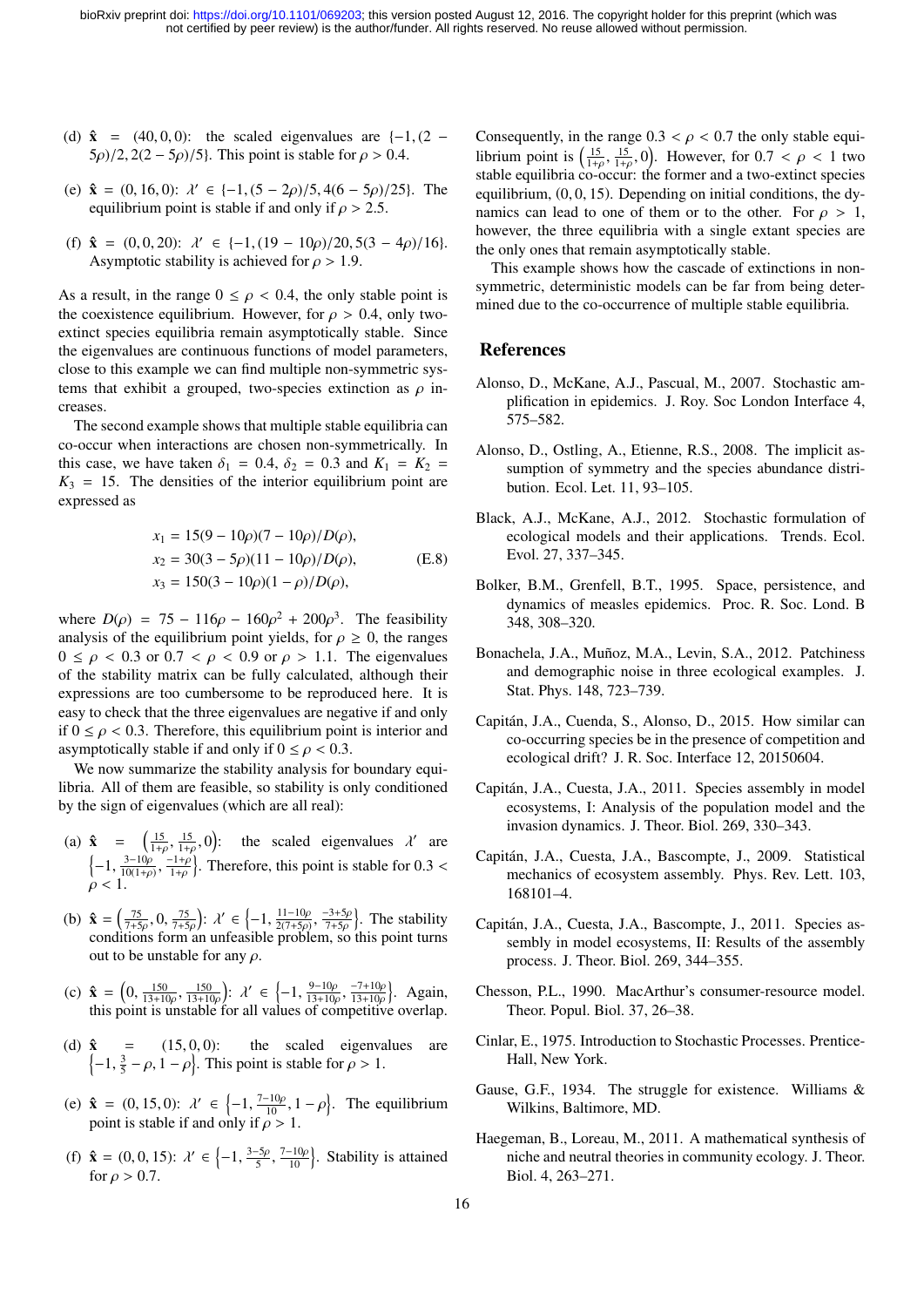(d) $\hat{\mathbf{x}} = (40, 0, 0)$: the scaled eigenvalues are $\{-1, (2 - 5\rho)/2, 2(2 - 5\rho)/5\}$. This point is stable for $\rho > 0.4$.

(e) $\hat{\mathbf{x}} = (0, 16, 0)$: $\lambda' \in \{-1, (5 - 2\rho)/5, 4(6 - 5\rho)/25\}$. The equilibrium point is stable if and only if $\rho > 2.5$.

(f) $\hat{\mathbf{x}} = (0, 0, 20)$: $\lambda' \in \{-1, (19 - 10\rho)/20, 5(3 - 4\rho)/16\}$. Asymptotic stability is achieved for $\rho > 1.9$.

As a result, in the range $0 \leq \rho < 0.4$, the only stable point is the coexistence equilibrium. However, for $\rho > 0.4$, only two-extinct species equilibria remain asymptotically stable. Since the eigenvalues are continuous functions of model parameters, close to this example we can find multiple non-symmetric systems that exhibit a grouped, two-species extinction as $\rho$ increases.

The second example shows that multiple stable equilibria can co-occur when interactions are chosen non-symmetrically. In this case, we have taken $\delta_1 = 0.4$, $\delta_2 = 0.3$ and $K_1 = K_2 = K_3 = 15$. The densities of the interior equilibrium point are expressed as

$$
\begin{aligned}
x_1 &= 15(9 - 10\rho)(7 - 10\rho)/D(\rho), \\
x_2 &= 30(3 - 5\rho)(11 - 10\rho)/D(\rho), \\
x_3 &= 150(3 - 10\rho)(1 - \rho)/D(\rho),
\end{aligned}
\tag{E.8}
$$

where $D(\rho) = 75 - 116\rho - 160\rho^2 + 200\rho^3$. The feasibility analysis of the equilibrium point yields, for $\rho \geq 0$, the ranges $0 \leq \rho < 0.3$ or $0.7 < \rho < 0.9$ or $\rho > 1.1$. The eigenvalues of the stability matrix can be fully calculated, although their expressions are too cumbersome to be reproduced here. It is easy to check that the three eigenvalues are negative if and only if $0 \leq \rho < 0.3$. Therefore, this equilibrium point is interior and asymptotically stable if and only if $0 \leq \rho < 0.3$.

We now summarize the stability analysis for boundary equilibria. All of them are feasible, so stability is only conditioned by the sign of eigenvalues (which are all real):

(a) $\hat{\mathbf{x}} = \left(\frac{15}{1+\rho}, \frac{15}{1+\rho}, 0\right)$: the scaled eigenvalues $\lambda'$ are $\left\{-1, \frac{3-10\rho}{10(1+\rho)}, \frac{-1+\rho}{1+\rho}\right\}$. Therefore, this point is stable for $0.3 < \rho < 1$.

(b) $\hat{\mathbf{x}} = \left(\frac{75}{7+5\rho}, 0, \frac{75}{7+5\rho}\right)$: $\lambda' \in \left\{-1, \frac{11-10\rho}{2(7+5\rho)}, \frac{-3+5\rho}{7+5\rho}\right\}$. The stability conditions form an unfeasible problem, so this point turns out to be unstable for any $\rho$.

(c) $\hat{\mathbf{x}} = \left(0, \frac{150}{13+10\rho}, \frac{150}{13+10\rho}\right)$: $\lambda' \in \left\{-1, \frac{9-10\rho}{13+10\rho}, \frac{-7+10\rho}{13+10\rho}\right\}$. Again, this point is unstable for all values of competitive overlap.

(d) $\hat{\mathbf{x}} = (15, 0, 0)$: the scaled eigenvalues are $\left\{-1, \frac{3}{5} - \rho, 1 - \rho\right\}$. This point is stable for $\rho > 1$.

(e) $\hat{\mathbf{x}} = (0, 15, 0)$: $\lambda' \in \left\{-1, \frac{7-10\rho}{10}, 1 - \rho\right\}$. The equilibrium point is stable if and only if $\rho > 1$.

(f) $\hat{\mathbf{x}} = (0, 0, 15)$: $\lambda' \in \left\{-1, \frac{3-5\rho}{5}, \frac{7-10\rho}{10}\right\}$. Stability is attained for $\rho > 0.7$.

Consequently, in the range $0.3 < \rho < 0.7$ the only stable equilibrium point is $\left(\frac{15}{1+\rho}, \frac{15}{1+\rho}, 0\right)$. However, for $0.7 < \rho < 1$ two stable equilibria co-occur: the former and a two-extinct species equilibrium, $(0, 0, 15)$. Depending on initial conditions, the dynamics can lead to one of them or to the other. For $\rho > 1$, however, the three equilibria with a single extant species are the only ones that remain asymptotically stable.

This example shows how the cascade of extinctions in non-symmetric, deterministic models can be far from being determined due to the co-occurrence of multiple stable equilibria.

## References

Alonso, D., McKane, A.J., Pascual, M., 2007. Stochastic amplification in epidemics. J. Roy. Soc London Interface 4, 575–582.

Alonso, D., Ostling, A., Etienne, R.S., 2008. The implicit assumption of symmetry and the species abundance distribution. Ecol. Let. 11, 93–105.

Black, A.J., McKane, A.J., 2012. Stochastic formulation of ecological models and their applications. Trends. Ecol. Evol. 27, 337–345.

Bolker, B.M., Grenfell, B.T., 1995. Space, persistence, and dynamics of measles epidemics. Proc. R. Soc. Lond. B 348, 308–320.

Bonachela, J.A., Muñoz, M.A., Levin, S.A., 2012. Patchiness and demographic noise in three ecological examples. J. Stat. Phys. 148, 723–739.

Capitán, J.A., Cuenda, S., Alonso, D., 2015. How similar can co-occurring species be in the presence of competition and ecological drift? J. R. Soc. Interface 12, 20150604.

Capitán, J.A., Cuesta, J.A., 2011. Species assembly in model ecosystems, I: Analysis of the population model and the invasion dynamics. J. Theor. Biol. 269, 330–343.

Capitán, J.A., Cuesta, J.A., Bascompte, J., 2009. Statistical mechanics of ecosystem assembly. Phys. Rev. Lett. 103, 168101–4.

Capitán, J.A., Cuesta, J.A., Bascompte, J., 2011. Species assembly in model ecosystems, II: Results of the assembly process. J. Theor. Biol. 269, 344–355.

Chesson, P.L., 1990. MacArthur's consumer-resource model. Theor. Popul. Biol. 37, 26–38.

Cinlar, E., 1975. Introduction to Stochastic Processes. Prentice-Hall, New York.

Gause, G.F., 1934. The struggle for existence. Williams & Wilkins, Baltimore, MD.

Haegeman, B., Loreau, M., 2011. A mathematical synthesis of niche and neutral theories in community ecology. J. Theor. Biol. 4, 263–271.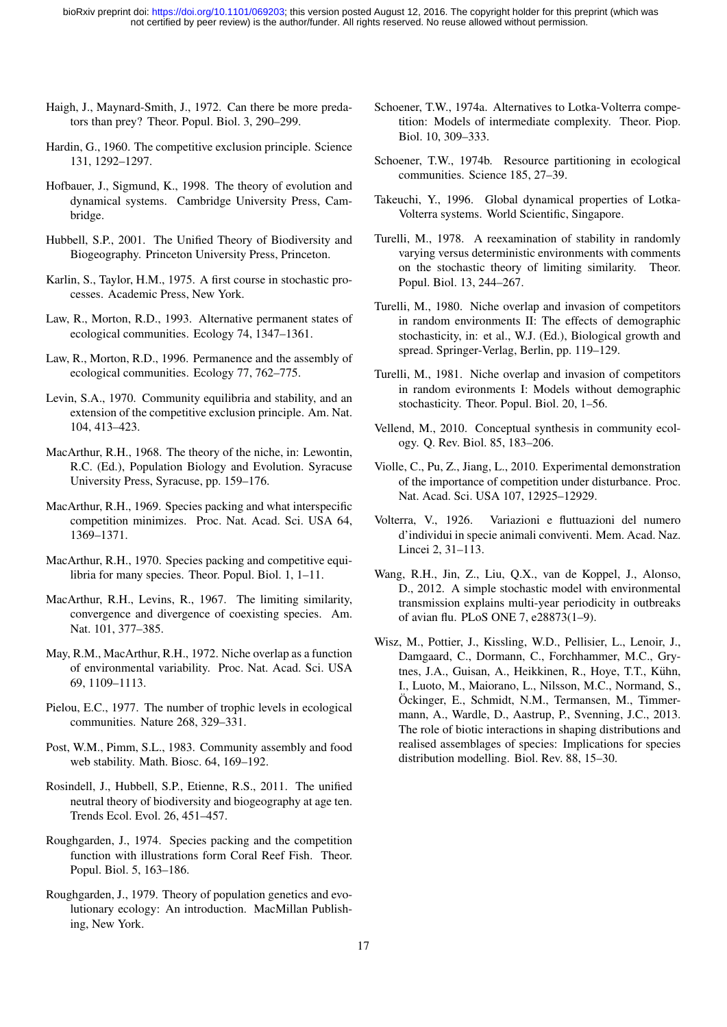Haigh, J., Maynard-Smith, J., 1972. Can there be more predators than prey? Theor. Popul. Biol. 3, 290–299.

Hardin, G., 1960. The competitive exclusion principle. Science 131, 1292–1297.

Hofbauer, J., Sigmund, K., 1998. The theory of evolution and dynamical systems. Cambridge University Press, Cambridge.

Hubbell, S.P., 2001. The Unified Theory of Biodiversity and Biogeography. Princeton University Press, Princeton.

Karlin, S., Taylor, H.M., 1975. A first course in stochastic processes. Academic Press, New York.

Law, R., Morton, R.D., 1993. Alternative permanent states of ecological communities. Ecology 74, 1347–1361.

Law, R., Morton, R.D., 1996. Permanence and the assembly of ecological communities. Ecology 77, 762–775.

Levin, S.A., 1970. Community equilibria and stability, and an extension of the competitive exclusion principle. Am. Nat. 104, 413–423.

MacArthur, R.H., 1968. The theory of the niche, in: Lewontin, R.C. (Ed.), Population Biology and Evolution. Syracuse University Press, Syracuse, pp. 159–176.

MacArthur, R.H., 1969. Species packing and what interspecific competition minimizes. Proc. Nat. Acad. Sci. USA 64, 1369–1371.

MacArthur, R.H., 1970. Species packing and competitive equilibria for many species. Theor. Popul. Biol. 1, 1–11.

MacArthur, R.H., Levins, R., 1967. The limiting similarity, convergence and divergence of coexisting species. Am. Nat. 101, 377–385.

May, R.M., MacArthur, R.H., 1972. Niche overlap as a function of environmental variability. Proc. Nat. Acad. Sci. USA 69, 1109–1113.

Pielou, E.C., 1977. The number of trophic levels in ecological communities. Nature 268, 329–331.

Post, W.M., Pimm, S.L., 1983. Community assembly and food web stability. Math. Biosc. 64, 169–192.

Rosindell, J., Hubbell, S.P., Etienne, R.S., 2011. The unified neutral theory of biodiversity and biogeography at age ten. Trends Ecol. Evol. 26, 451–457.

Roughgarden, J., 1974. Species packing and the competition function with illustrations form Coral Reef Fish. Theor. Popul. Biol. 5, 163–186.

Roughgarden, J., 1979. Theory of population genetics and evolutionary ecology: An introduction. MacMillan Publishing, New York.

Schoener, T.W., 1974a. Alternatives to Lotka-Volterra competition: Models of intermediate complexity. Theor. Piop. Biol. 10, 309–333.

Schoener, T.W., 1974b. Resource partitioning in ecological communities. Science 185, 27–39.

Takeuchi, Y., 1996. Global dynamical properties of Lotka-Volterra systems. World Scientific, Singapore.

Turelli, M., 1978. A reexamination of stability in randomly varying versus deterministic environments with comments on the stochastic theory of limiting similarity. Theor. Popul. Biol. 13, 244–267.

Turelli, M., 1980. Niche overlap and invasion of competitors in random environments II: The effects of demographic stochasticity, in: et al., W.J. (Ed.), Biological growth and spread. Springer-Verlag, Berlin, pp. 119–129.

Turelli, M., 1981. Niche overlap and invasion of competitors in random evironments I: Models without demographic stochasticity. Theor. Popul. Biol. 20, 1–56.

Vellend, M., 2010. Conceptual synthesis in community ecology. Q. Rev. Biol. 85, 183–206.

Violle, C., Pu, Z., Jiang, L., 2010. Experimental demonstration of the importance of competition under disturbance. Proc. Nat. Acad. Sci. USA 107, 12925–12929.

Volterra, V., 1926. Variazioni e fluttuazioni del numero d'individui in specie animali conviventi. Mem. Acad. Naz. Lincei 2, 31–113.

Wang, R.H., Jin, Z., Liu, Q.X., van de Koppel, J., Alonso, D., 2012. A simple stochastic model with environmental transmission explains multi-year periodicity in outbreaks of avian flu. PLoS ONE 7, e28873(1–9).

Wisz, M., Pottier, J., Kissling, W.D., Pellisier, L., Lenoir, J., Damgaard, C., Dormann, C., Forchhammer, M.C., Grytnes, J.A., Guisan, A., Heikkinen, R., Hoye, T.T., Kühn, I., Luoto, M., Maiorano, L., Nilsson, M.C., Normand, S., Öckinger, E., Schmidt, N.M., Termansen, M., Timmermann, A., Wardle, D., Aastrup, P., Svenning, J.C., 2013. The role of biotic interactions in shaping distributions and realised assemblages of species: Implications for species distribution modelling. Biol. Rev. 88, 15–30.